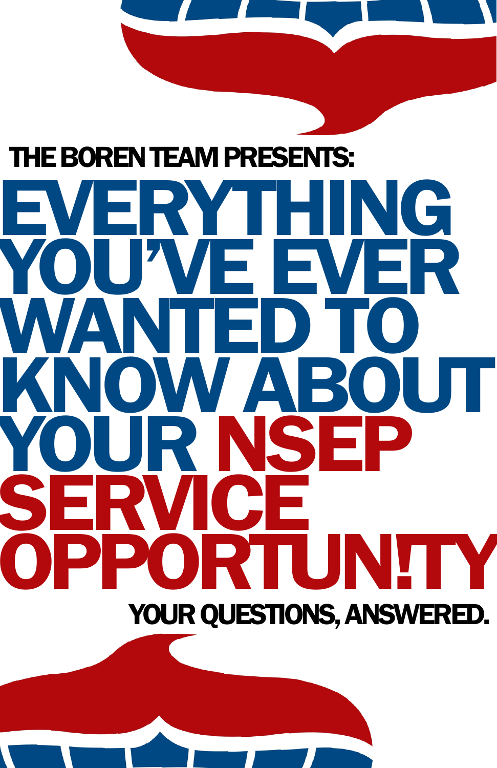THE BOREN TEAM PRESENTS:

# EVERYTHING YOU'VE EVER WANTED TO KNOW ABOUT YOUR NSEP SERVICE OPPORTUN!TY

YOUR QUESTIONS, ANSWERED.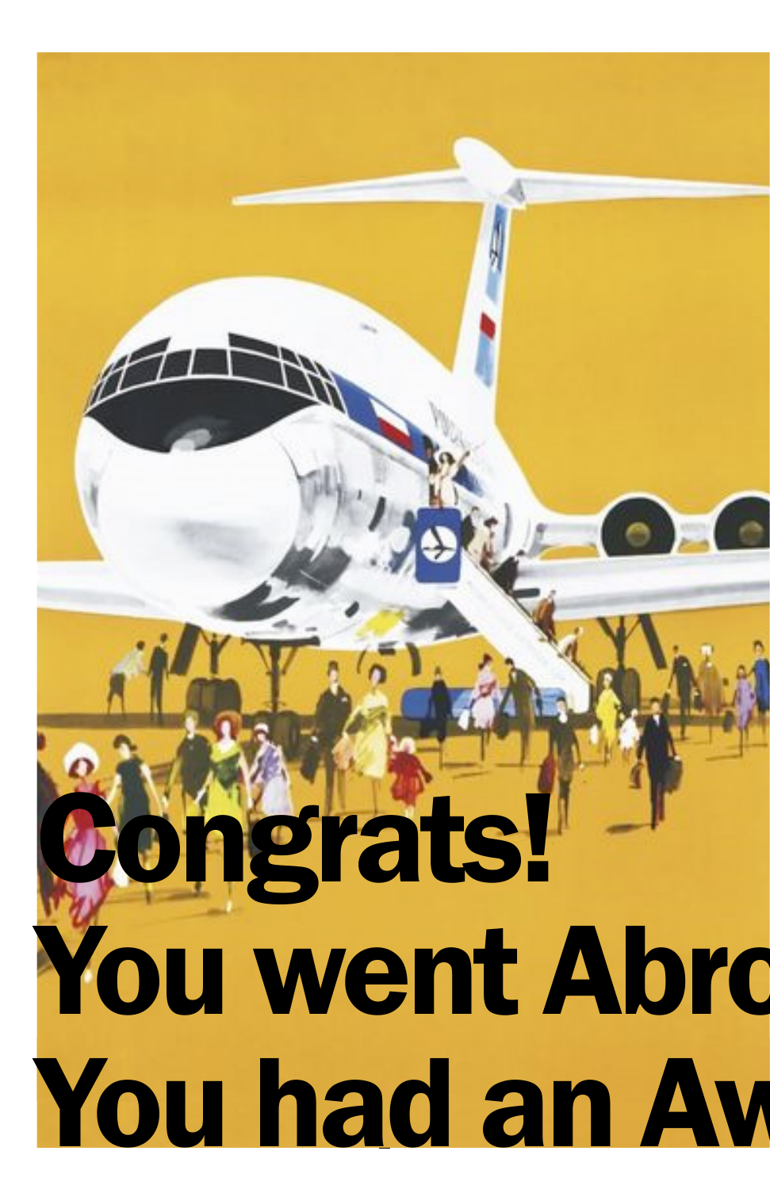# Congrats!
# You went Abro
# You had an Aw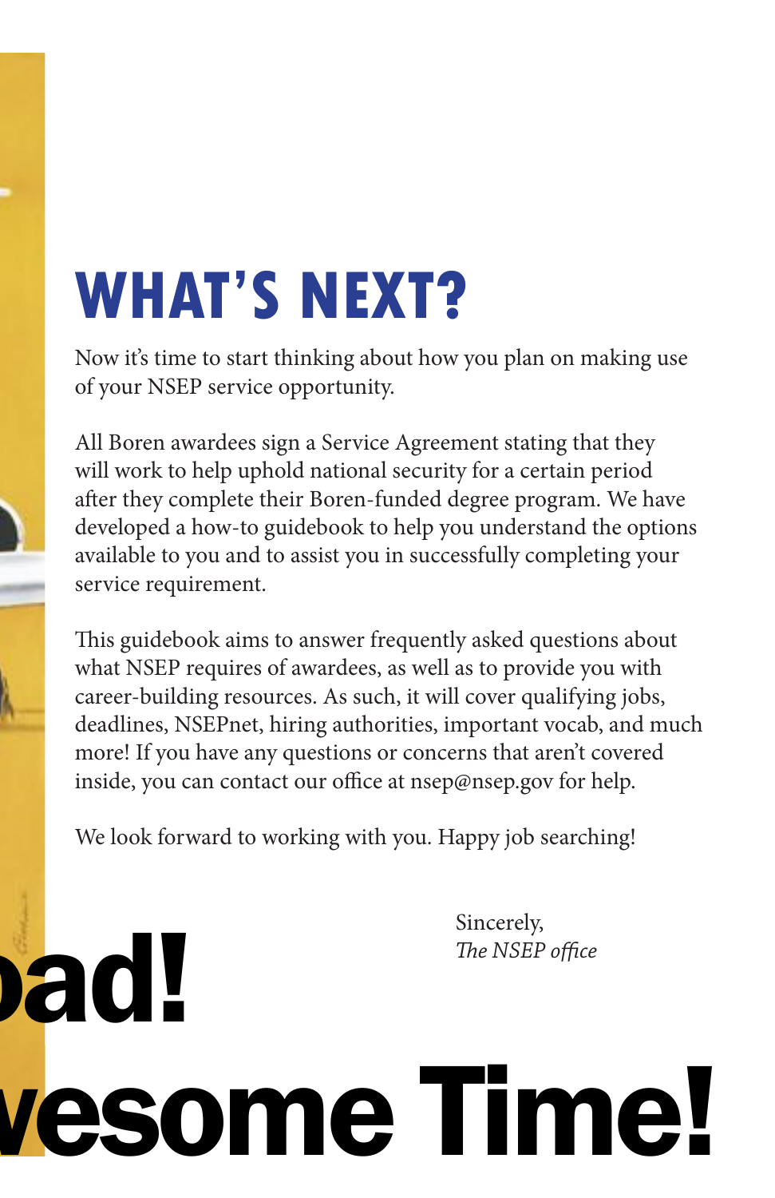# WHAT'S NEXT?

Now it's time to start thinking about how you plan on making use of your NSEP service opportunity.

All Boren awardees sign a Service Agreement stating that they will work to help uphold national security for a certain period after they complete their Boren-funded degree program. We have developed a how-to guidebook to help you understand the options available to you and to assist you in successfully completing your service requirement.

This guidebook aims to answer frequently asked questions about what NSEP requires of awardees, as well as to provide you with career-building resources. As such, it will cover qualifying jobs, deadlines, NSEPnet, hiring authorities, important vocab, and much more! If you have any questions or concerns that aren't covered inside, you can contact our office at nsep@nsep.gov for help.

We look forward to working with you. Happy job searching!

Sincerely,
*The NSEP office*

**oad!**

**vesome Time!**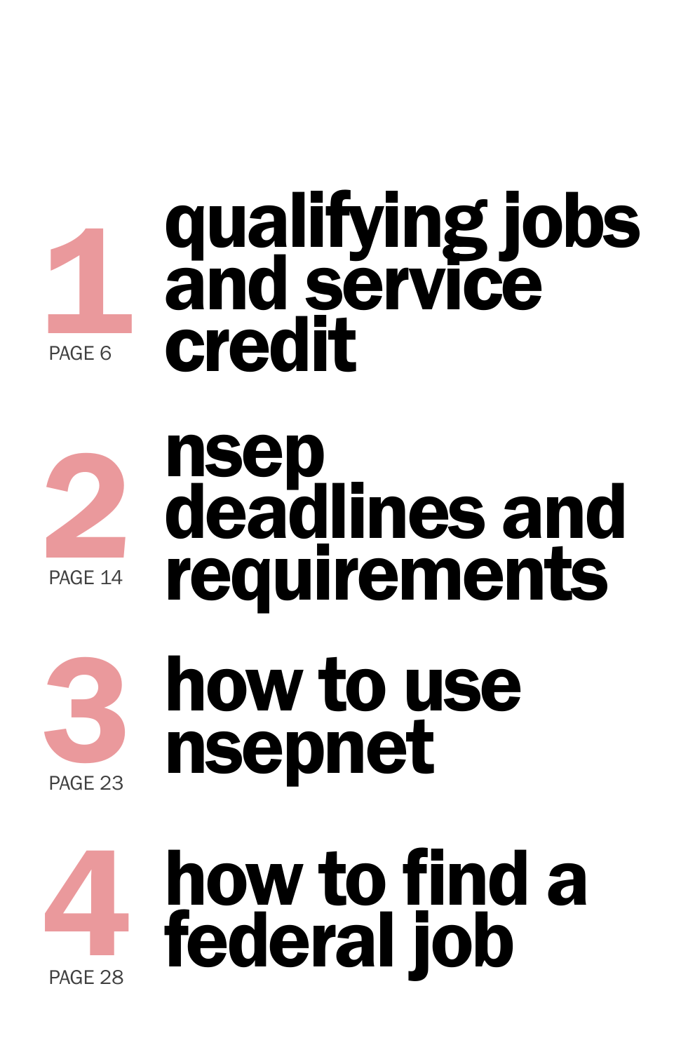## 1 qualifying jobs and service credit

PAGE 6

## 2 nsep deadlines and requirements

PAGE 14

## 3 how to use nsepnet

PAGE 23

## 4 how to find a federal job

PAGE 28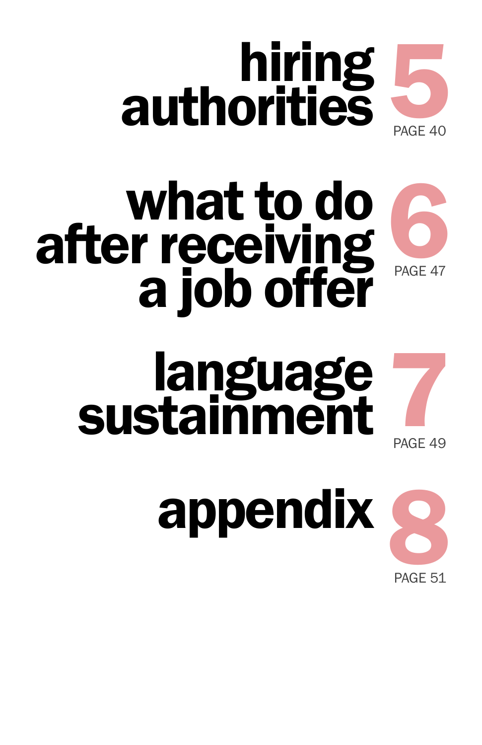# hiring authorities 5

PAGE 40

# what to do after receiving a job offer 6

PAGE 47

# language sustainment 7

PAGE 49

# appendix 8

PAGE 51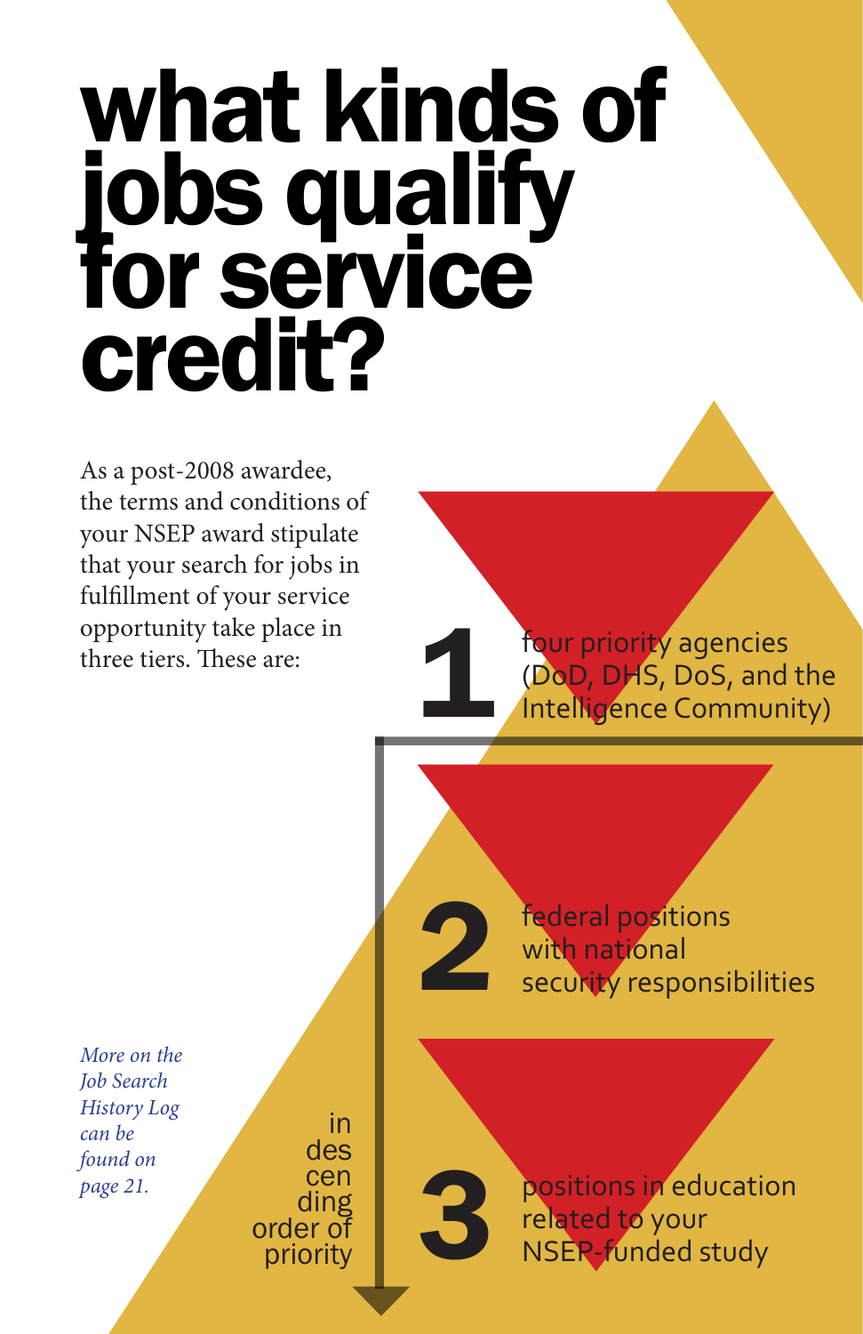# what kinds of jobs qualify for service credit?

As a post-2008 awardee, the terms and conditions of your NSEP award stipulate that your search for jobs in fulfillment of your service opportunity take place in three tiers. These are:

1. four priority agencies (DoD, DHS, DoS, and the Intelligence Community)
2. federal positions with national security responsibilities
3. positions in education related to your NSEP-funded study

in descending order of priority

*More on the Job Search History Log can be found on page 21.*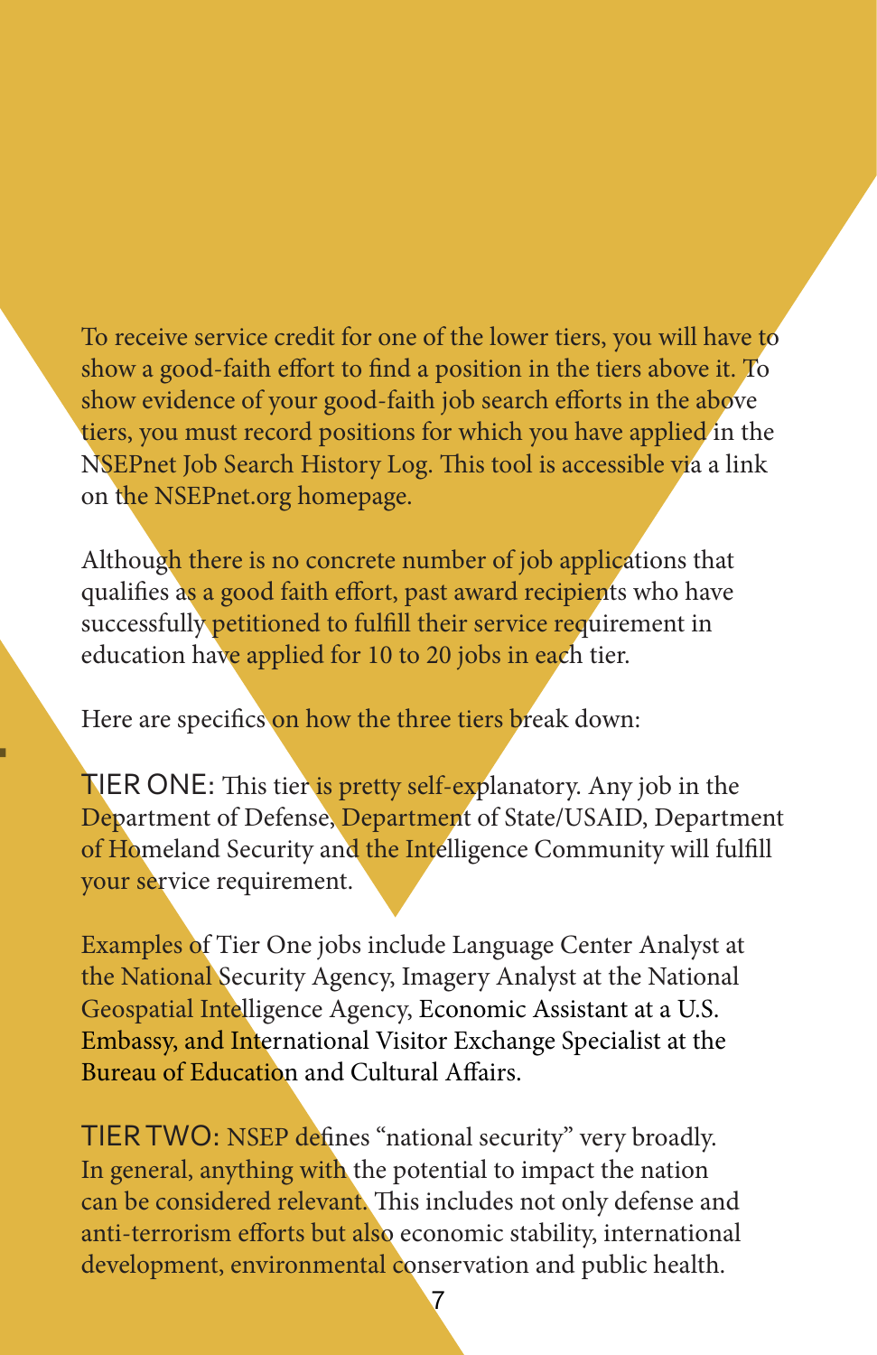To receive service credit for one of the lower tiers, you will have to show a good-faith effort to find a position in the tiers above it. To show evidence of your good-faith job search efforts in the above tiers, you must record positions for which you have applied in the NSEPnet Job Search History Log. This tool is accessible via a link on the NSEPnet.org homepage.

Although there is no concrete number of job applications that qualifies as a good faith effort, past award recipients who have successfully petitioned to fulfill their service requirement in education have applied for 10 to 20 jobs in each tier.

Here are specifics on how the three tiers break down:

TIER ONE: This tier is pretty self-explanatory. Any job in the Department of Defense, Department of State/USAID, Department of Homeland Security and the Intelligence Community will fulfill your service requirement.

Examples of Tier One jobs include Language Center Analyst at the National Security Agency, Imagery Analyst at the National Geospatial Intelligence Agency, Economic Assistant at a U.S. Embassy, and International Visitor Exchange Specialist at the Bureau of Education and Cultural Affairs.

TIER TWO: NSEP defines "national security" very broadly. In general, anything with the potential to impact the nation can be considered relevant. This includes not only defense and anti-terrorism efforts but also economic stability, international development, environmental conservation and public health.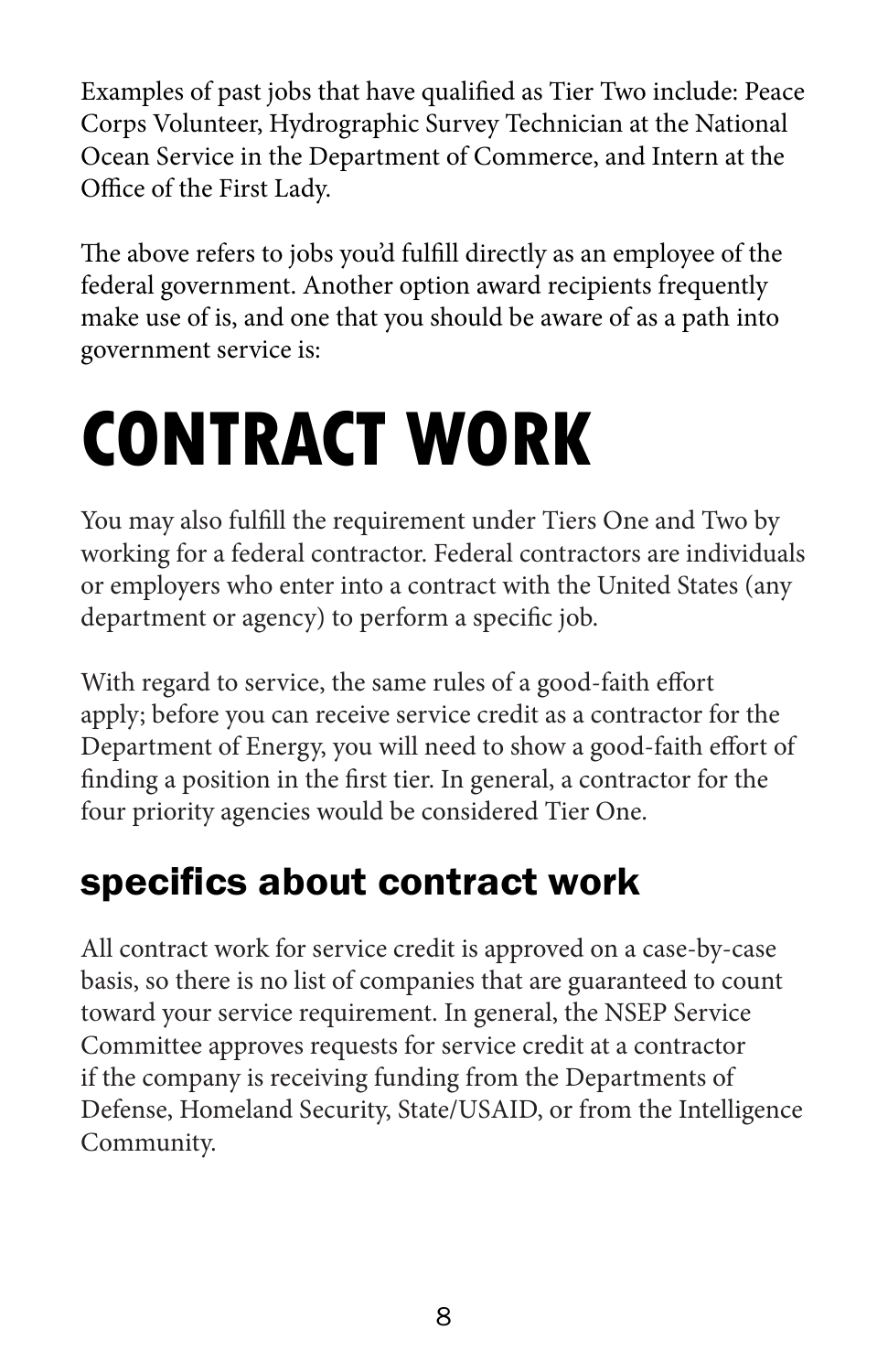Examples of past jobs that have qualified as Tier Two include: Peace Corps Volunteer, Hydrographic Survey Technician at the National Ocean Service in the Department of Commerce, and Intern at the Office of the First Lady.

The above refers to jobs you'd fulfill directly as an employee of the federal government. Another option award recipients frequently make use of is, and one that you should be aware of as a path into government service is:

# CONTRACT WORK

You may also fulfill the requirement under Tiers One and Two by working for a federal contractor. Federal contractors are individuals or employers who enter into a contract with the United States (any department or agency) to perform a specific job.

With regard to service, the same rules of a good-faith effort apply; before you can receive service credit as a contractor for the Department of Energy, you will need to show a good-faith effort of finding a position in the first tier. In general, a contractor for the four priority agencies would be considered Tier One.

## specifics about contract work

All contract work for service credit is approved on a case-by-case basis, so there is no list of companies that are guaranteed to count toward your service requirement. In general, the NSEP Service Committee approves requests for service credit at a contractor if the company is receiving funding from the Departments of Defense, Homeland Security, State/USAID, or from the Intelligence Community.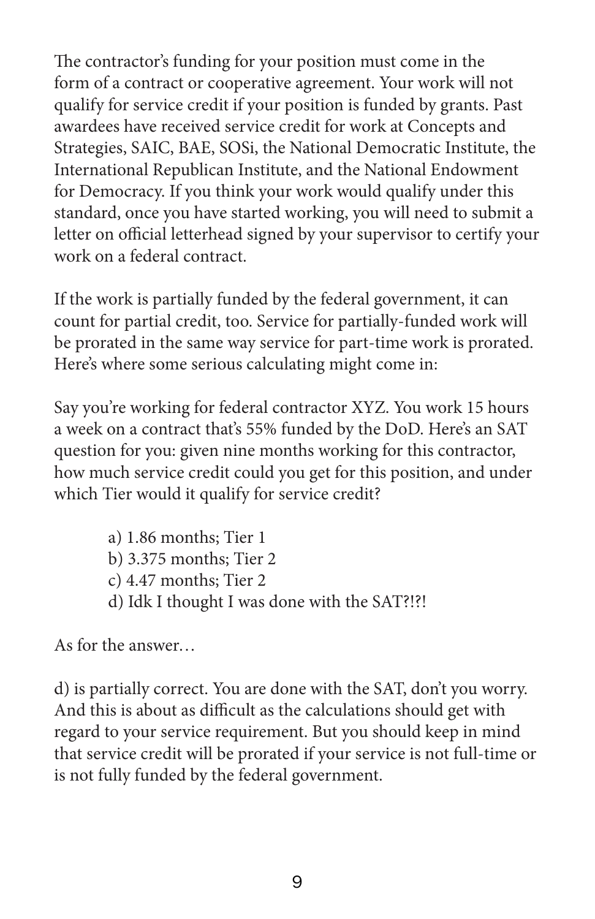The contractor's funding for your position must come in the form of a contract or cooperative agreement. Your work will not qualify for service credit if your position is funded by grants. Past awardees have received service credit for work at Concepts and Strategies, SAIC, BAE, SOSi, the National Democratic Institute, the International Republican Institute, and the National Endowment for Democracy. If you think your work would qualify under this standard, once you have started working, you will need to submit a letter on official letterhead signed by your supervisor to certify your work on a federal contract.

If the work is partially funded by the federal government, it can count for partial credit, too. Service for partially-funded work will be prorated in the same way service for part-time work is prorated. Here's where some serious calculating might come in:

Say you're working for federal contractor XYZ. You work 15 hours a week on a contract that's 55% funded by the DoD. Here's an SAT question for you: given nine months working for this contractor, how much service credit could you get for this position, and under which Tier would it qualify for service credit?

- a) 1.86 months; Tier 1
- b) 3.375 months; Tier 2
- c) 4.47 months; Tier 2
- d) Idk I thought I was done with the SAT?!?!

As for the answer…

d) is partially correct. You are done with the SAT, don't you worry. And this is about as difficult as the calculations should get with regard to your service requirement. But you should keep in mind that service credit will be prorated if your service is not full-time or is not fully funded by the federal government.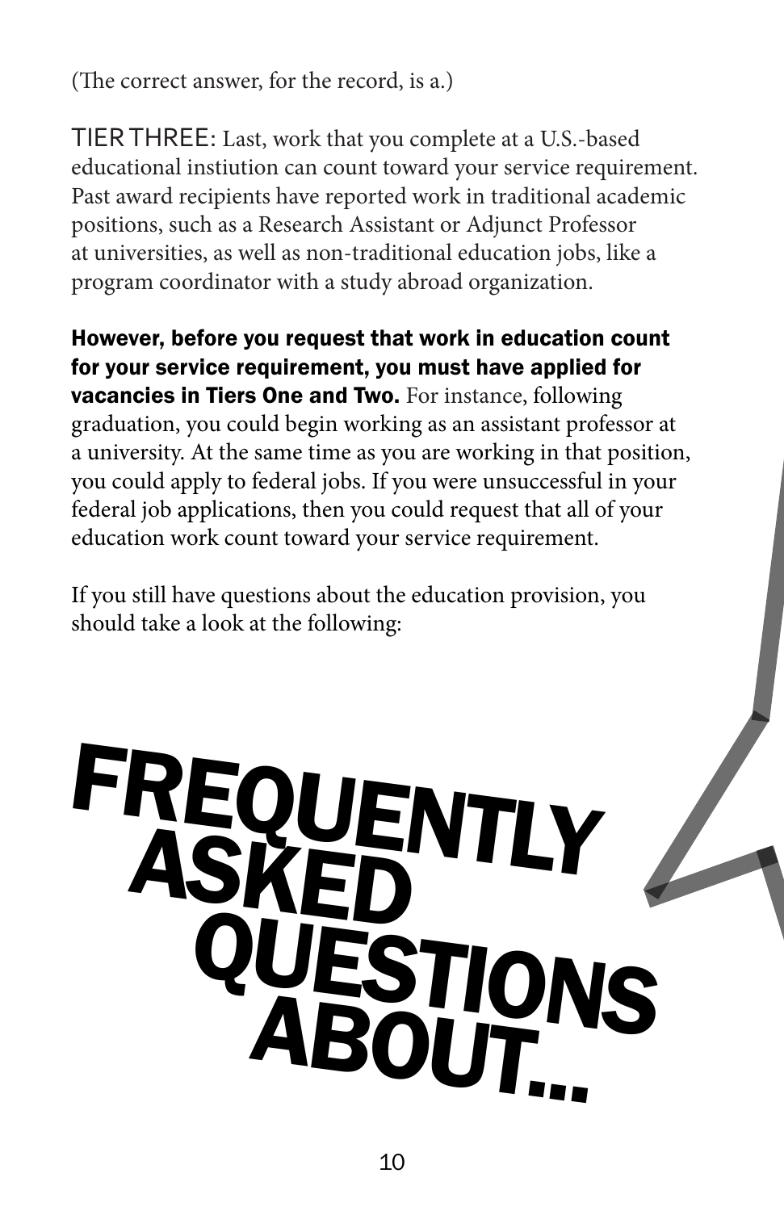(The correct answer, for the record, is a.)

TIER THREE: Last, work that you complete at a U.S.-based educational instiution can count toward your service requirement. Past award recipients have reported work in traditional academic positions, such as a Research Assistant or Adjunct Professor at universities, as well as non-traditional education jobs, like a program coordinator with a study abroad organization.

**However, before you request that work in education count for your service requirement, you must have applied for vacancies in Tiers One and Two.** For instance, following graduation, you could begin working as an assistant professor at a university. At the same time as you are working in that position, you could apply to federal jobs. If you were unsuccessful in your federal job applications, then you could request that all of your education work count toward your service requirement.

If you still have questions about the education provision, you should take a look at the following:

# FREQUENTLY ASKED QUESTIONS ABOUT...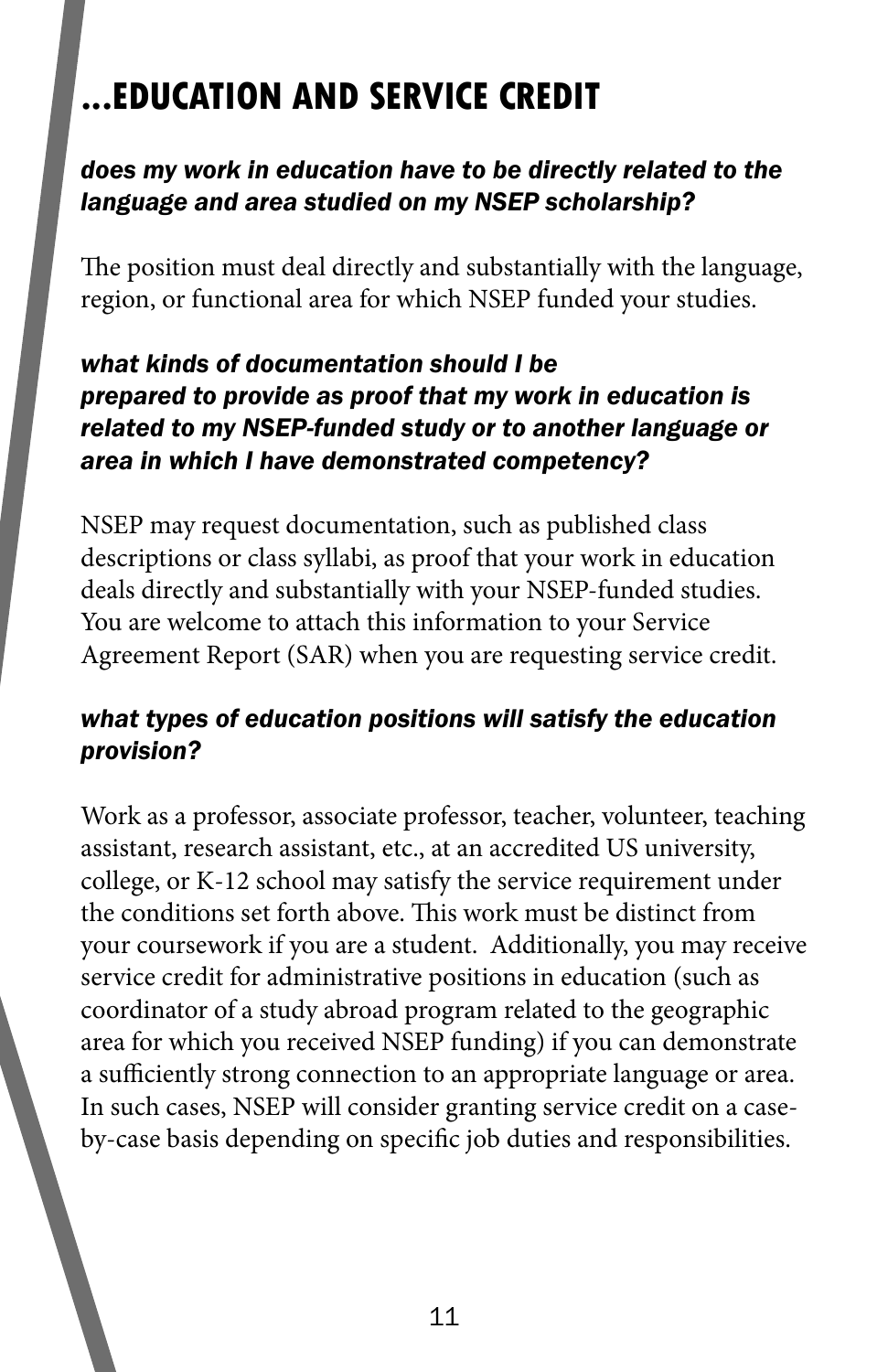# ...EDUCATION AND SERVICE CREDIT

***does my work in education have to be directly related to the language and area studied on my NSEP scholarship?***

The position must deal directly and substantially with the language, region, or functional area for which NSEP funded your studies.

***what kinds of documentation should I be prepared to provide as proof that my work in education is related to my NSEP-funded study or to another language or area in which I have demonstrated competency?***

NSEP may request documentation, such as published class descriptions or class syllabi, as proof that your work in education deals directly and substantially with your NSEP-funded studies. You are welcome to attach this information to your Service Agreement Report (SAR) when you are requesting service credit.

***what types of education positions will satisfy the education provision?***

Work as a professor, associate professor, teacher, volunteer, teaching assistant, research assistant, etc., at an accredited US university, college, or K-12 school may satisfy the service requirement under the conditions set forth above. This work must be distinct from your coursework if you are a student. Additionally, you may receive service credit for administrative positions in education (such as coordinator of a study abroad program related to the geographic area for which you received NSEP funding) if you can demonstrate a sufficiently strong connection to an appropriate language or area. In such cases, NSEP will consider granting service credit on a case-by-case basis depending on specific job duties and responsibilities.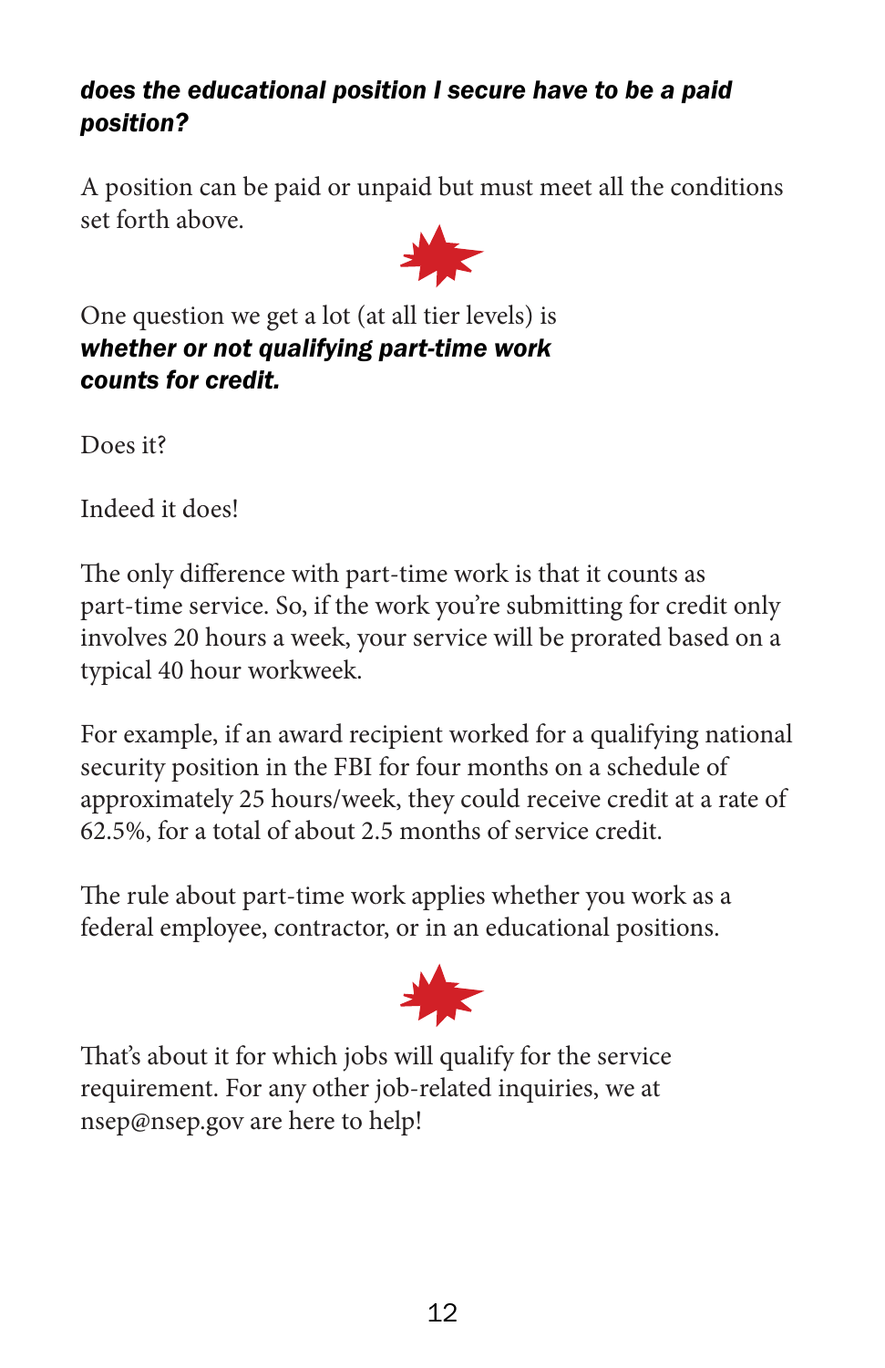***does the educational position I secure have to be a paid position?***

A position can be paid or unpaid but must meet all the conditions set forth above.

One question we get a lot (at all tier levels) is ***whether or not qualifying part-time work counts for credit.***

Does it?

Indeed it does!

The only difference with part-time work is that it counts as part-time service. So, if the work you're submitting for credit only involves 20 hours a week, your service will be prorated based on a typical 40 hour workweek.

For example, if an award recipient worked for a qualifying national security position in the FBI for four months on a schedule of approximately 25 hours/week, they could receive credit at a rate of 62.5%, for a total of about 2.5 months of service credit.

The rule about part-time work applies whether you work as a federal employee, contractor, or in an educational positions.

That's about it for which jobs will qualify for the service requirement. For any other job-related inquiries, we at nsep@nsep.gov are here to help!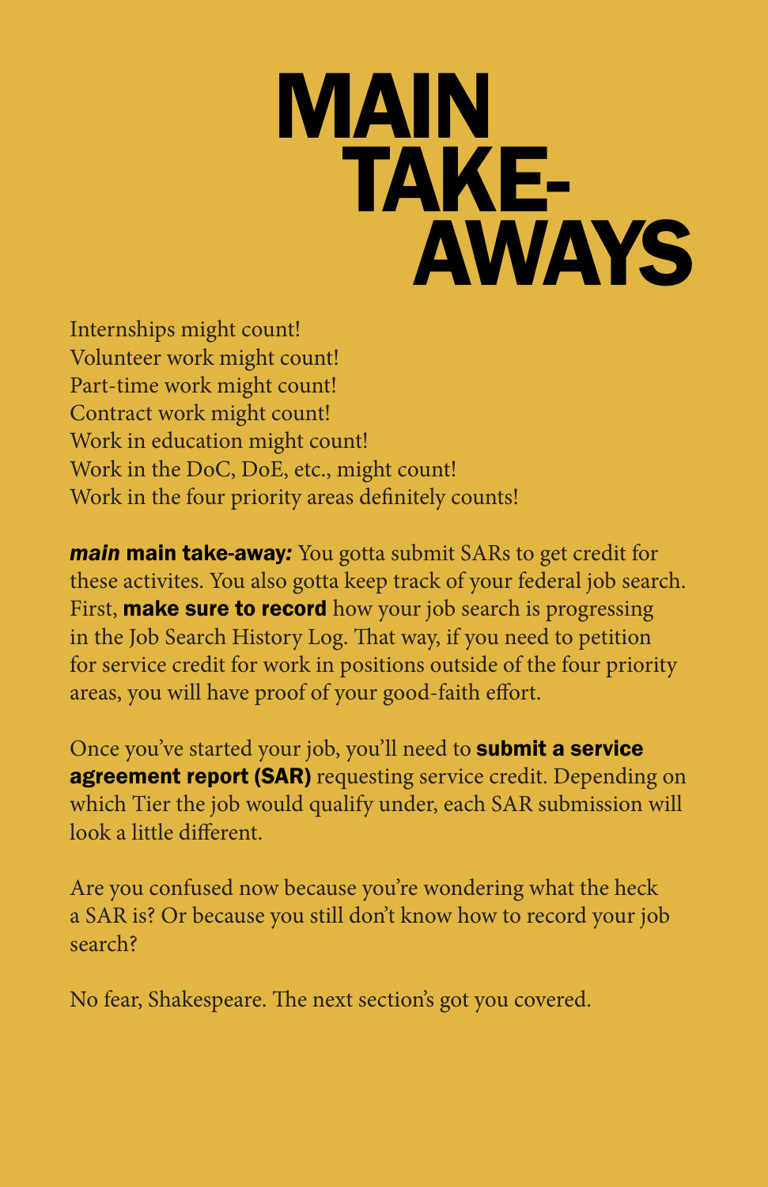# MAIN TAKE-AWAYS

Internships might count!
Volunteer work might count!
Part-time work might count!
Contract work might count!
Work in education might count!
Work in the DoC, DoE, etc., might count!
Work in the four priority areas definitely counts!

***main* main take-away*:*** You gotta submit SARs to get credit for these activites. You also gotta keep track of your federal job search. First, **make sure to record** how your job search is progressing in the Job Search History Log. That way, if you need to petition for service credit for work in positions outside of the four priority areas, you will have proof of your good-faith effort.

Once you've started your job, you'll need to **submit a service agreement report (SAR)** requesting service credit. Depending on which Tier the job would qualify under, each SAR submission will look a little different.

Are you confused now because you're wondering what the heck a SAR is? Or because you still don't know how to record your job search?

No fear, Shakespeare. The next section's got you covered.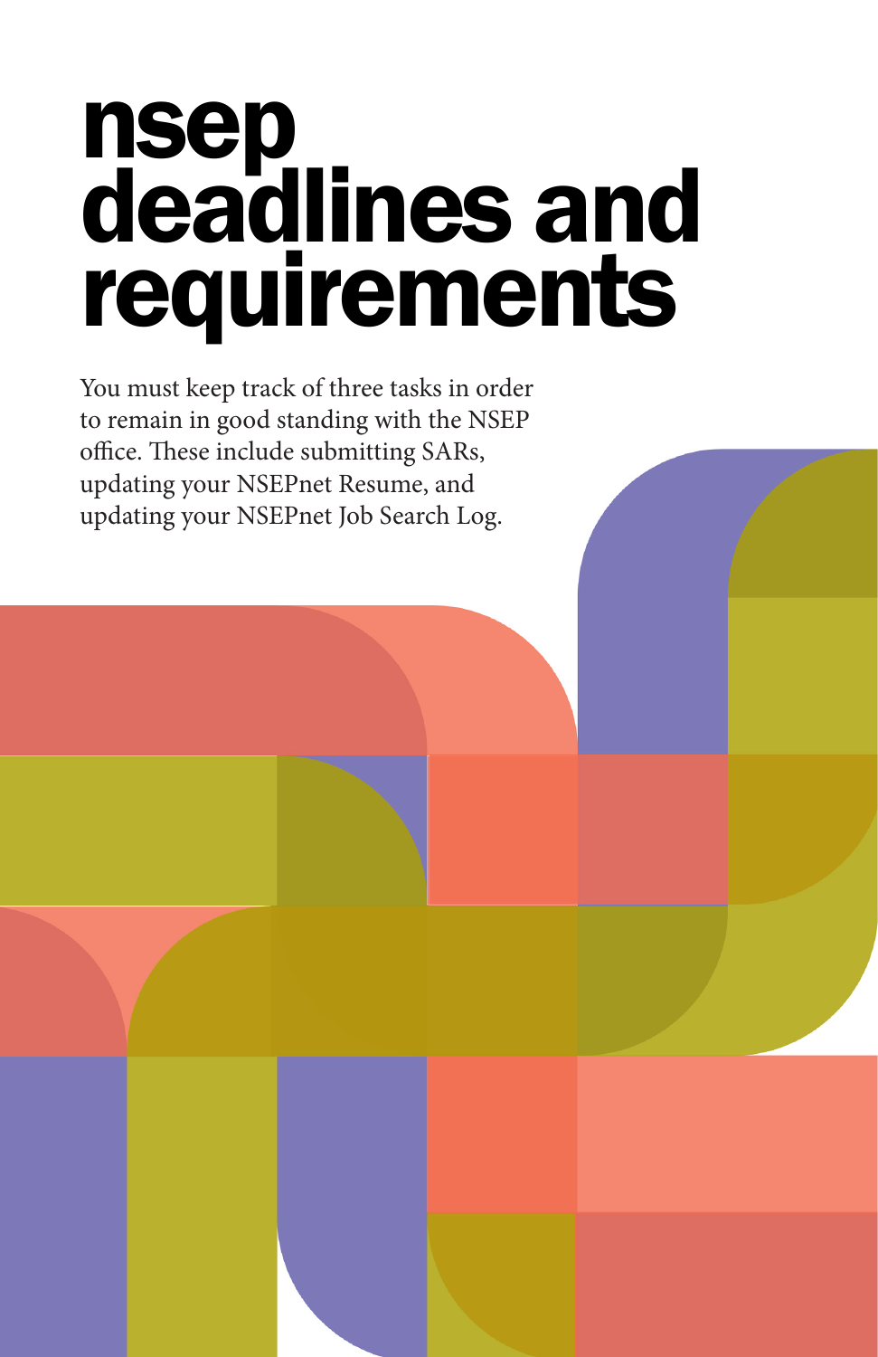# nsep deadlines and requirements

You must keep track of three tasks in order to remain in good standing with the NSEP office. These include submitting SARs, updating your NSEPnet Resume, and updating your NSEPnet Job Search Log.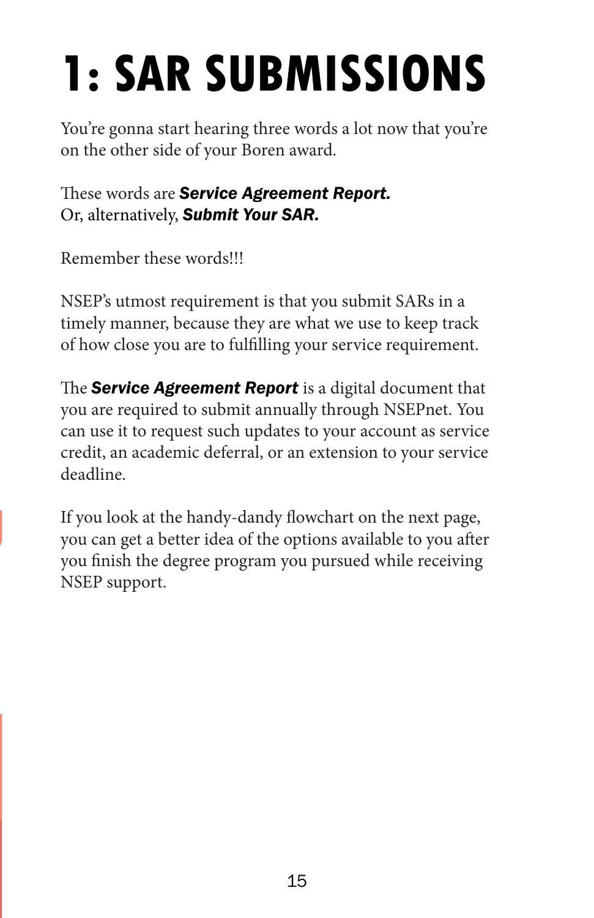# 1: SAR SUBMISSIONS

You're gonna start hearing three words a lot now that you're on the other side of your Boren award.

These words are ***Service Agreement Report.***
Or, alternatively, ***Submit Your SAR.***

Remember these words!!!

NSEP's utmost requirement is that you submit SARs in a timely manner, because they are what we use to keep track of how close you are to fulfilling your service requirement.

The ***Service Agreement Report*** is a digital document that you are required to submit annually through NSEPnet. You can use it to request such updates to your account as service credit, an academic deferral, or an extension to your service deadline.

If you look at the handy-dandy flowchart on the next page, you can get a better idea of the options available to you after you finish the degree program you pursued while receiving NSEP support.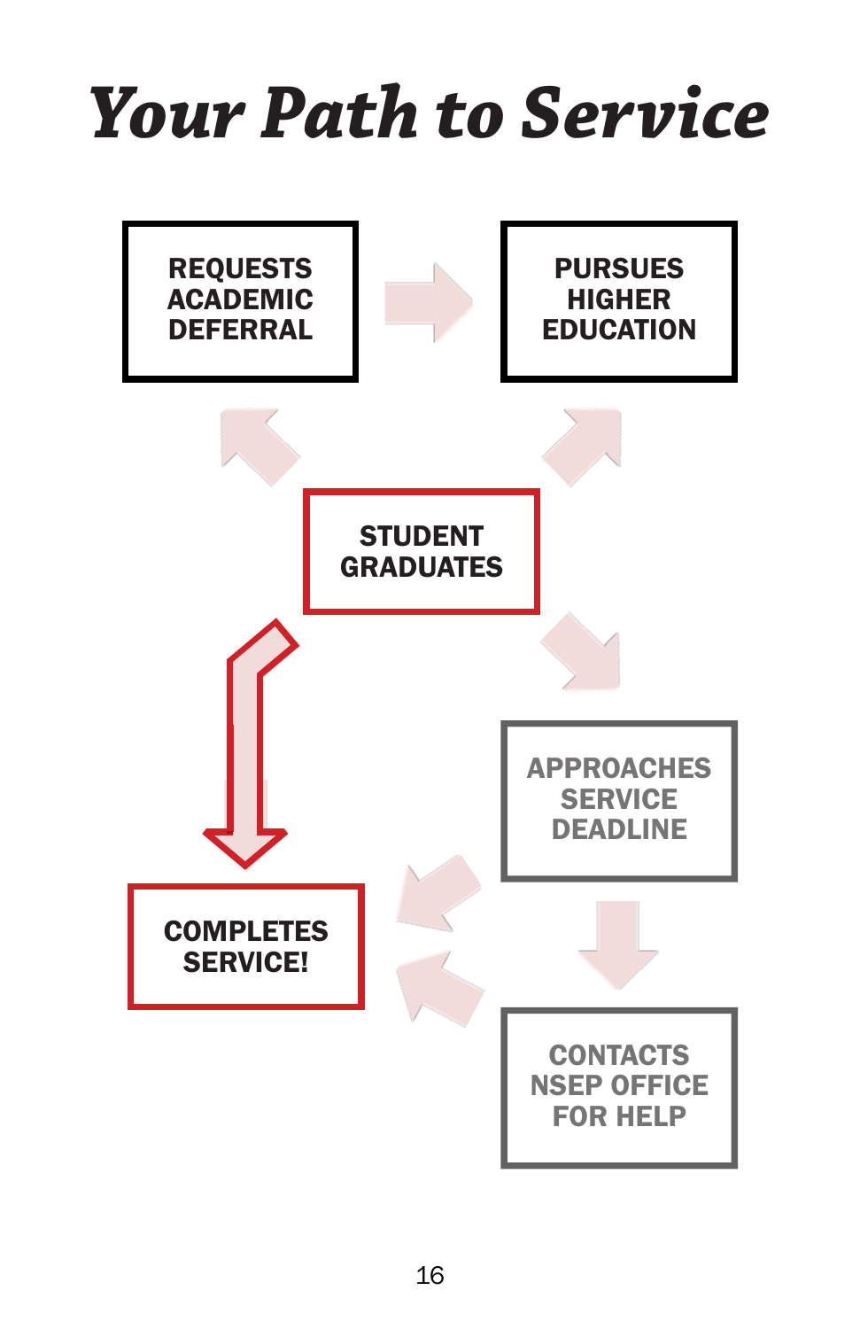# *Your Path to Service*

REQUESTS ACADEMIC DEFERRAL

PURSUES HIGHER EDUCATION

STUDENT GRADUATES

APPROACHES SERVICE DEADLINE

COMPLETES SERVICE!

CONTACTS NSEP OFFICE FOR HELP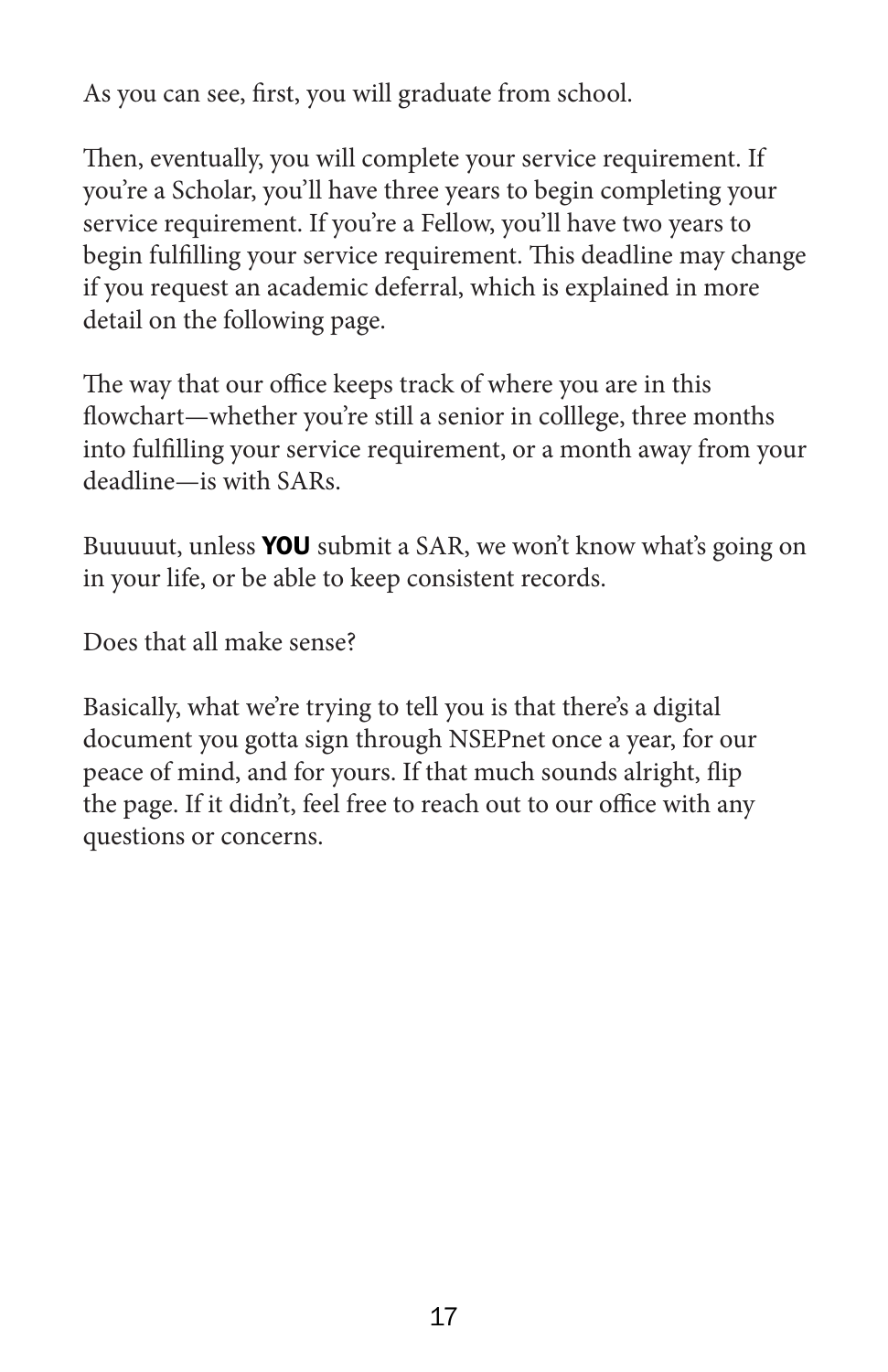As you can see, first, you will graduate from school.

Then, eventually, you will complete your service requirement. If you're a Scholar, you'll have three years to begin completing your service requirement. If you're a Fellow, you'll have two years to begin fulfilling your service requirement. This deadline may change if you request an academic deferral, which is explained in more detail on the following page.

The way that our office keeps track of where you are in this flowchart—whether you're still a senior in colllege, three months into fulfilling your service requirement, or a month away from your deadline—is with SARs.

Buuuuut, unless **YOU** submit a SAR, we won't know what's going on in your life, or be able to keep consistent records.

Does that all make sense?

Basically, what we're trying to tell you is that there's a digital document you gotta sign through NSEPnet once a year, for our peace of mind, and for yours. If that much sounds alright, flip the page. If it didn't, feel free to reach out to our office with any questions or concerns.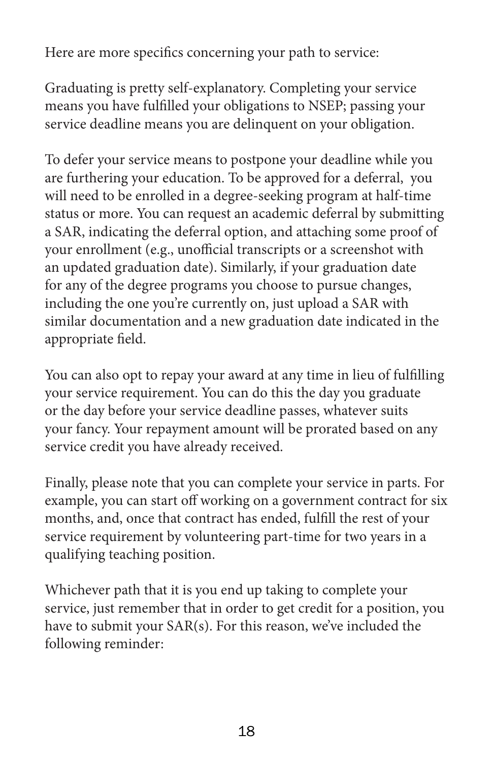Here are more specifics concerning your path to service:

Graduating is pretty self-explanatory. Completing your service means you have fulfilled your obligations to NSEP; passing your service deadline means you are delinquent on your obligation.

To defer your service means to postpone your deadline while you are furthering your education. To be approved for a deferral, you will need to be enrolled in a degree-seeking program at half-time status or more. You can request an academic deferral by submitting a SAR, indicating the deferral option, and attaching some proof of your enrollment (e.g., unofficial transcripts or a screenshot with an updated graduation date). Similarly, if your graduation date for any of the degree programs you choose to pursue changes, including the one you're currently on, just upload a SAR with similar documentation and a new graduation date indicated in the appropriate field.

You can also opt to repay your award at any time in lieu of fulfilling your service requirement. You can do this the day you graduate or the day before your service deadline passes, whatever suits your fancy. Your repayment amount will be prorated based on any service credit you have already received.

Finally, please note that you can complete your service in parts. For example, you can start off working on a government contract for six months, and, once that contract has ended, fulfill the rest of your service requirement by volunteering part-time for two years in a qualifying teaching position.

Whichever path that it is you end up taking to complete your service, just remember that in order to get credit for a position, you have to submit your SAR(s). For this reason, we've included the following reminder: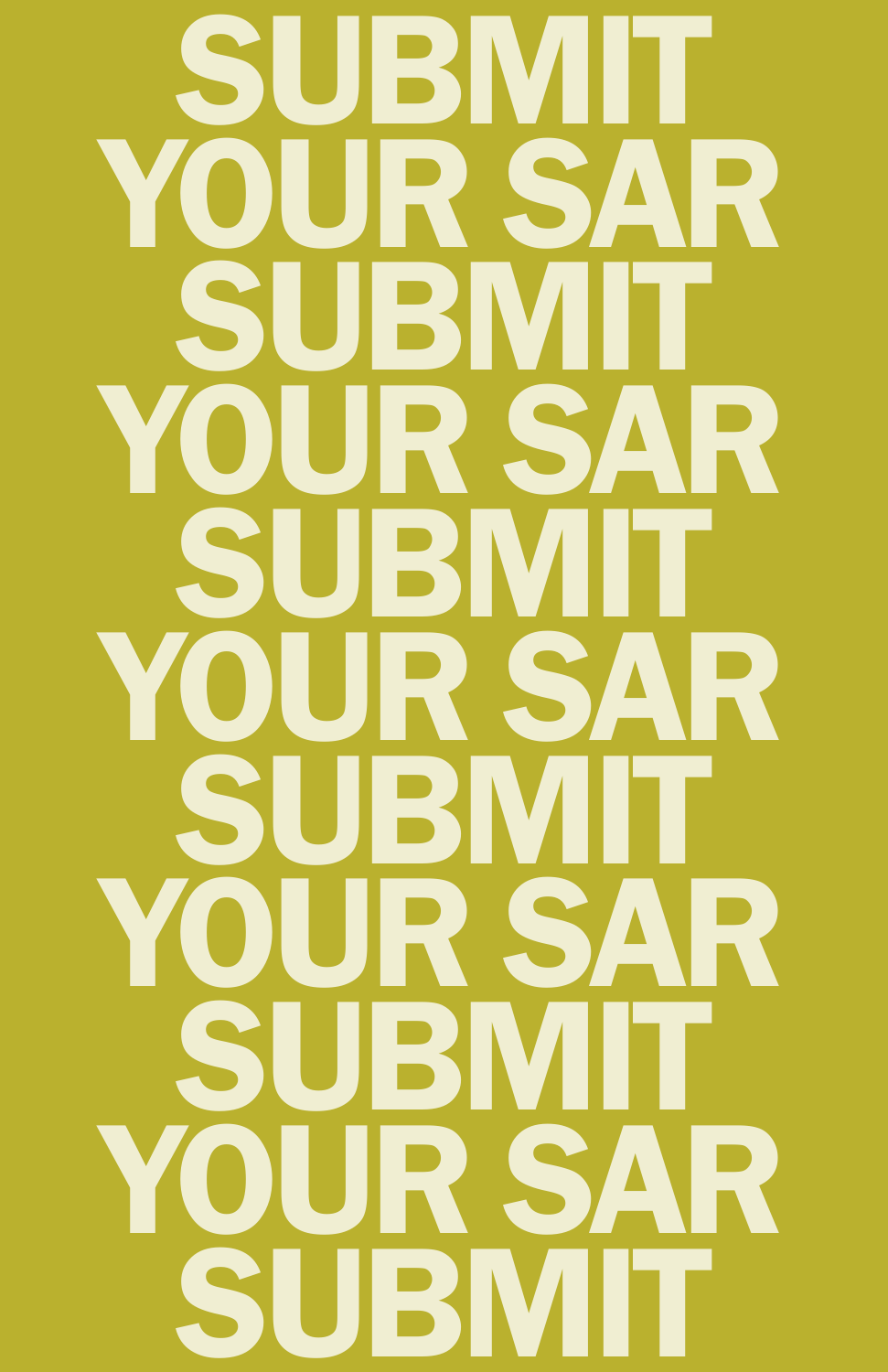SUBMIT
YOUR SAR
SUBMIT
YOUR SAR
SUBMIT
YOUR SAR
SUBMIT
YOUR SAR
SUBMIT
YOUR SAR
SUBMIT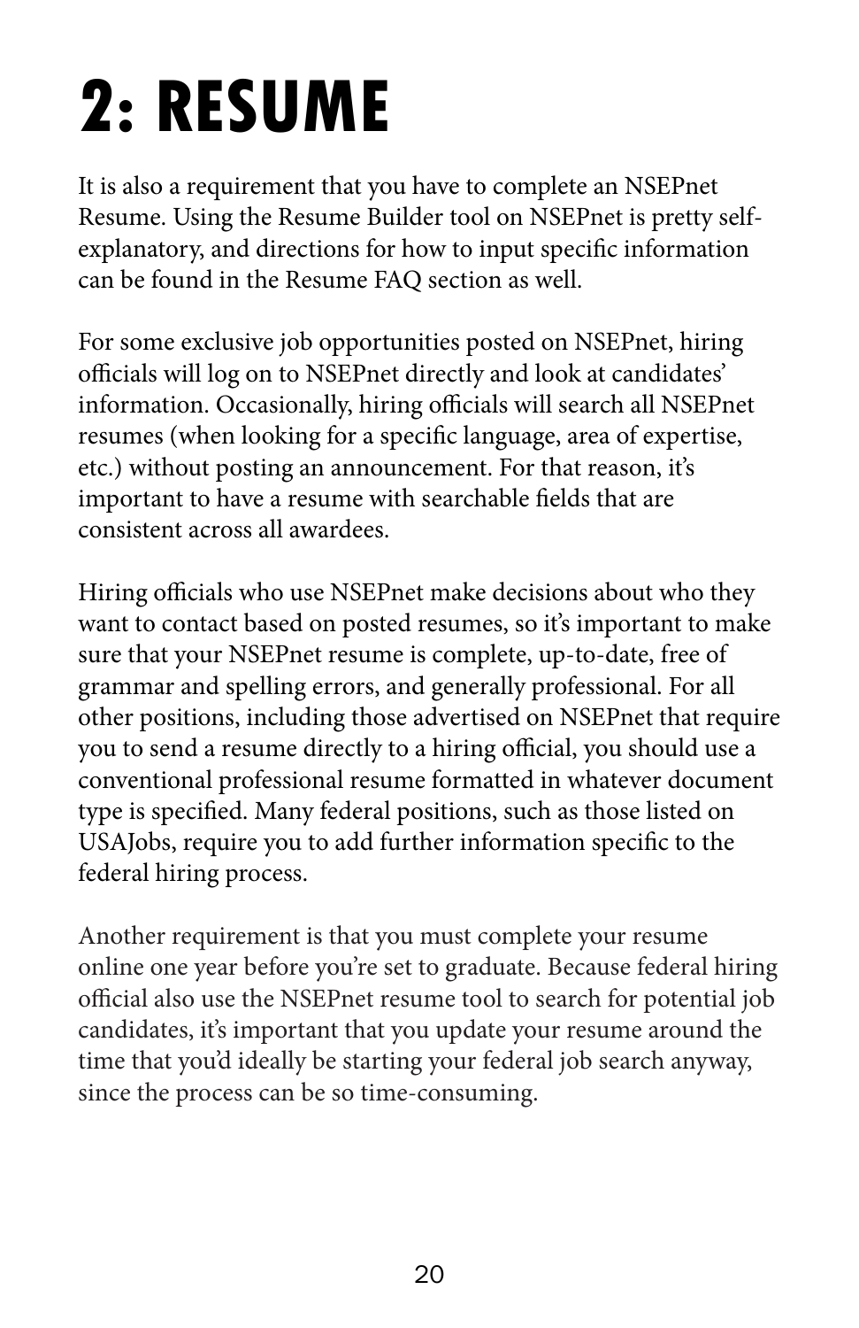# 2: RESUME

It is also a requirement that you have to complete an NSEPnet Resume. Using the Resume Builder tool on NSEPnet is pretty self-explanatory, and directions for how to input specific information can be found in the Resume FAQ section as well.

For some exclusive job opportunities posted on NSEPnet, hiring officials will log on to NSEPnet directly and look at candidates' information. Occasionally, hiring officials will search all NSEPnet resumes (when looking for a specific language, area of expertise, etc.) without posting an announcement. For that reason, it's important to have a resume with searchable fields that are consistent across all awardees.

Hiring officials who use NSEPnet make decisions about who they want to contact based on posted resumes, so it's important to make sure that your NSEPnet resume is complete, up-to-date, free of grammar and spelling errors, and generally professional. For all other positions, including those advertised on NSEPnet that require you to send a resume directly to a hiring official, you should use a conventional professional resume formatted in whatever document type is specified. Many federal positions, such as those listed on USAJobs, require you to add further information specific to the federal hiring process.

Another requirement is that you must complete your resume online one year before you're set to graduate. Because federal hiring official also use the NSEPnet resume tool to search for potential job candidates, it's important that you update your resume around the time that you'd ideally be starting your federal job search anyway, since the process can be so time-consuming.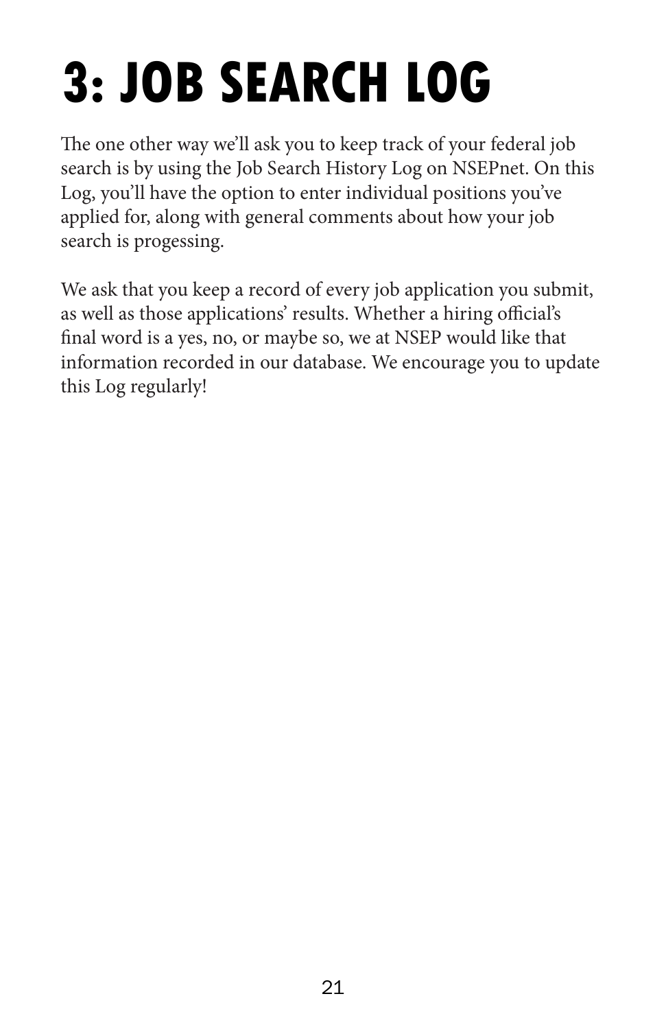# 3: JOB SEARCH LOG

The one other way we'll ask you to keep track of your federal job search is by using the Job Search History Log on NSEPnet. On this Log, you'll have the option to enter individual positions you've applied for, along with general comments about how your job search is progessing.

We ask that you keep a record of every job application you submit, as well as those applications' results. Whether a hiring official's final word is a yes, no, or maybe so, we at NSEP would like that information recorded in our database. We encourage you to update this Log regularly!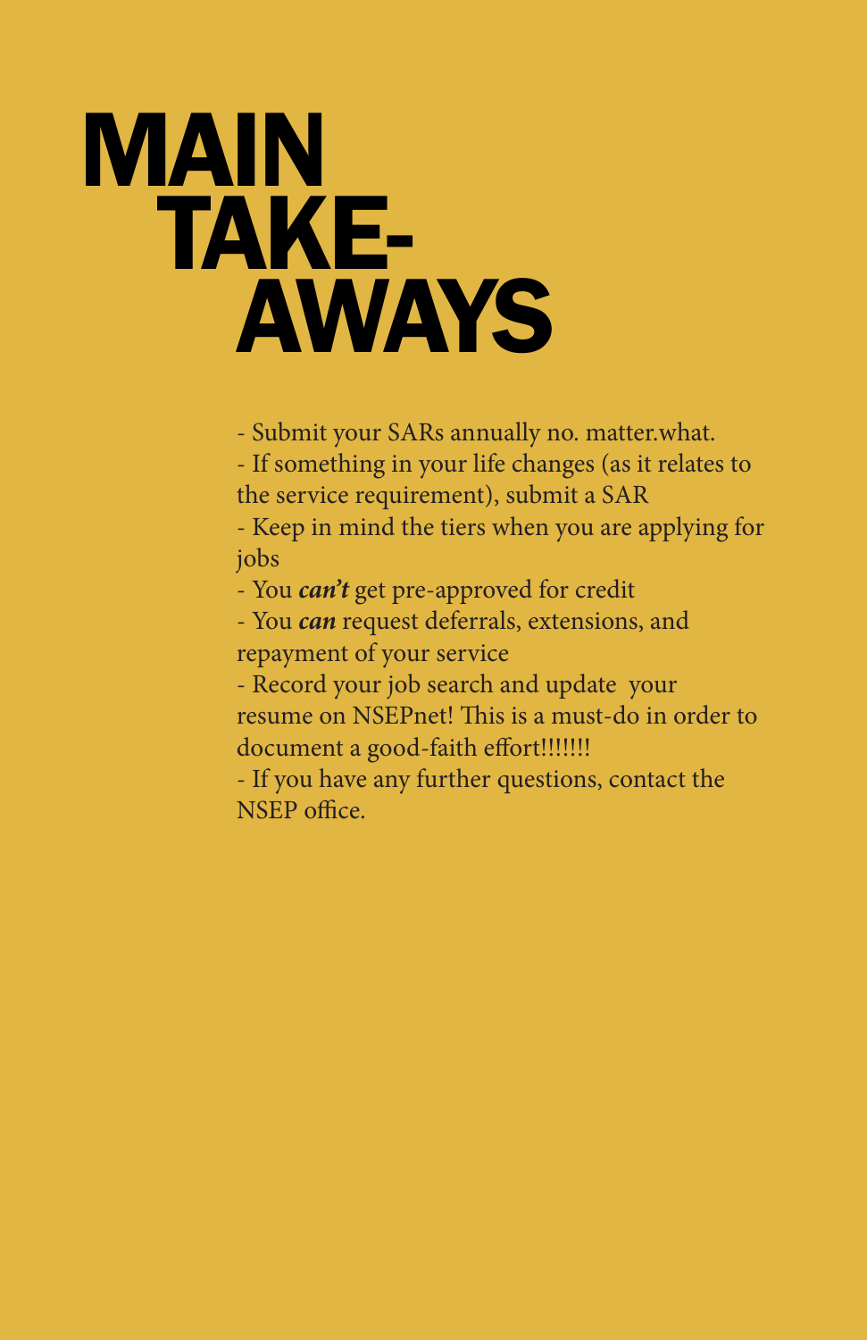# MAIN TAKE-AWAYS

- Submit your SARs annually no. matter.what.
- If something in your life changes (as it relates to the service requirement), submit a SAR
- Keep in mind the tiers when you are applying for jobs
- You ***can't*** get pre-approved for credit
- You ***can*** request deferrals, extensions, and repayment of your service
- Record your job search and update your resume on NSEPnet! This is a must-do in order to document a good-faith effort!!!!!!!
- If you have any further questions, contact the NSEP office.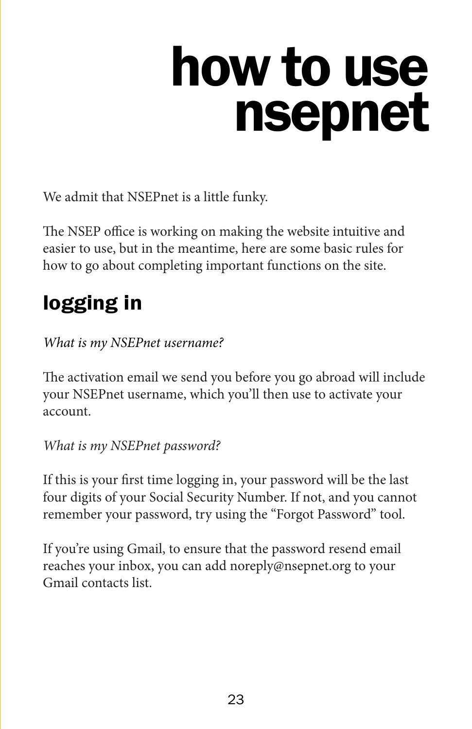# how to use nsepnet

We admit that NSEPnet is a little funky.

The NSEP office is working on making the website intuitive and easier to use, but in the meantime, here are some basic rules for how to go about completing important functions on the site.

## logging in

*What is my NSEPnet username?*

The activation email we send you before you go abroad will include your NSEPnet username, which you'll then use to activate your account.

*What is my NSEPnet password?*

If this is your first time logging in, your password will be the last four digits of your Social Security Number. If not, and you cannot remember your password, try using the "Forgot Password" tool.

If you're using Gmail, to ensure that the password resend email reaches your inbox, you can add noreply@nsepnet.org to your Gmail contacts list.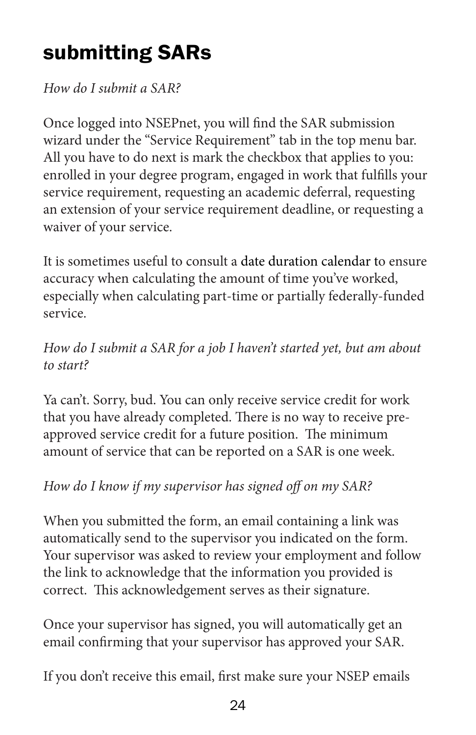# submitting SARs

*How do I submit a SAR?*

Once logged into NSEPnet, you will find the SAR submission wizard under the "Service Requirement" tab in the top menu bar. All you have to do next is mark the checkbox that applies to you: enrolled in your degree program, engaged in work that fulfills your service requirement, requesting an academic deferral, requesting an extension of your service requirement deadline, or requesting a waiver of your service.

It is sometimes useful to consult a date duration calendar to ensure accuracy when calculating the amount of time you've worked, especially when calculating part-time or partially federally-funded service.

*How do I submit a SAR for a job I haven't started yet, but am about to start?*

Ya can't. Sorry, bud. You can only receive service credit for work that you have already completed. There is no way to receive pre-approved service credit for a future position. The minimum amount of service that can be reported on a SAR is one week.

*How do I know if my supervisor has signed off on my SAR?*

When you submitted the form, an email containing a link was automatically send to the supervisor you indicated on the form. Your supervisor was asked to review your employment and follow the link to acknowledge that the information you provided is correct. This acknowledgement serves as their signature.

Once your supervisor has signed, you will automatically get an email confirming that your supervisor has approved your SAR.

If you don't receive this email, first make sure your NSEP emails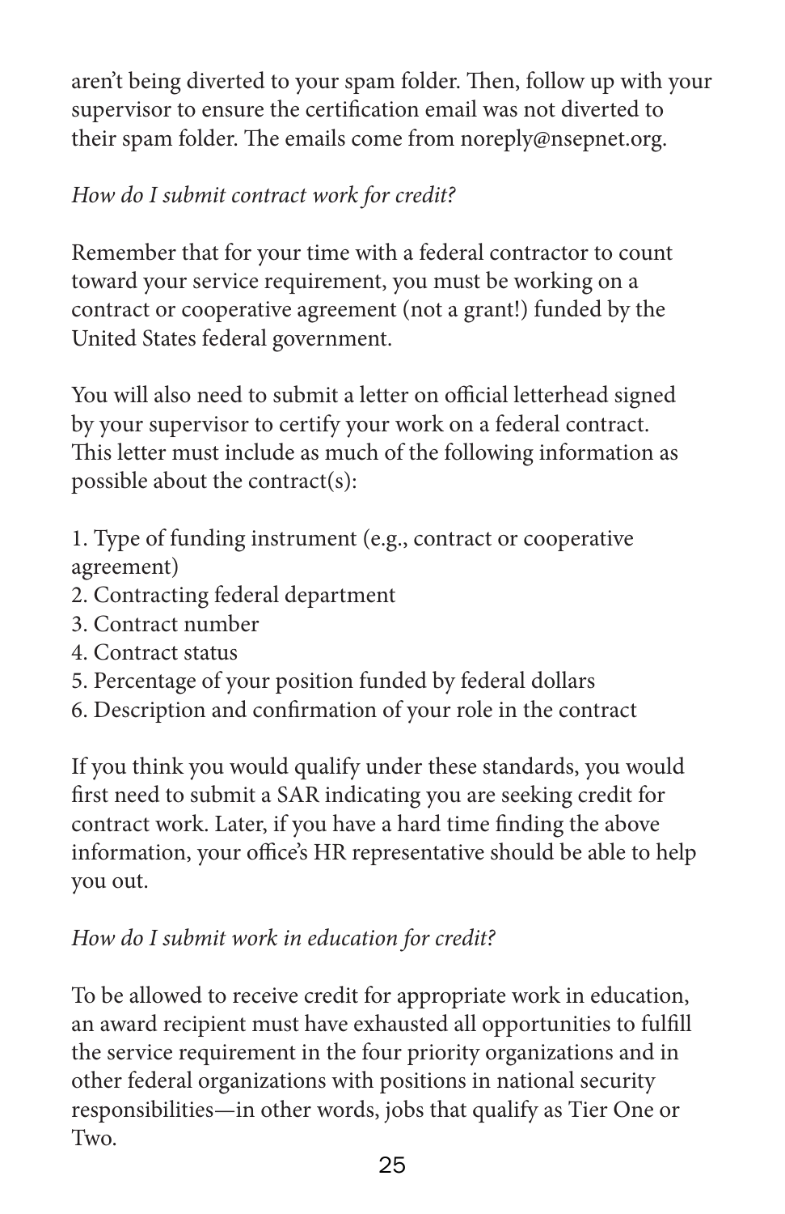aren't being diverted to your spam folder. Then, follow up with your supervisor to ensure the certification email was not diverted to their spam folder. The emails come from noreply@nsepnet.org.

*How do I submit contract work for credit?*

Remember that for your time with a federal contractor to count toward your service requirement, you must be working on a contract or cooperative agreement (not a grant!) funded by the United States federal government.

You will also need to submit a letter on official letterhead signed by your supervisor to certify your work on a federal contract. This letter must include as much of the following information as possible about the contract(s):

1. Type of funding instrument (e.g., contract or cooperative agreement)
2. Contracting federal department
3. Contract number
4. Contract status
5. Percentage of your position funded by federal dollars
6. Description and confirmation of your role in the contract

If you think you would qualify under these standards, you would first need to submit a SAR indicating you are seeking credit for contract work. Later, if you have a hard time finding the above information, your office's HR representative should be able to help you out.

*How do I submit work in education for credit?*

To be allowed to receive credit for appropriate work in education, an award recipient must have exhausted all opportunities to fulfill the service requirement in the four priority organizations and in other federal organizations with positions in national security responsibilities—in other words, jobs that qualify as Tier One or Two.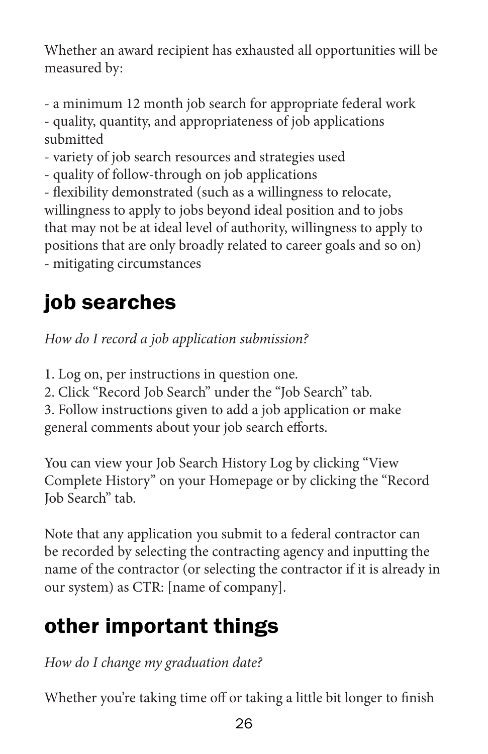Whether an award recipient has exhausted all opportunities will be measured by:

- a minimum 12 month job search for appropriate federal work
- quality, quantity, and appropriateness of job applications submitted
- variety of job search resources and strategies used
- quality of follow-through on job applications
- flexibility demonstrated (such as a willingness to relocate, willingness to apply to jobs beyond ideal position and to jobs that may not be at ideal level of authority, willingness to apply to positions that are only broadly related to career goals and so on)
- mitigating circumstances

## job searches

*How do I record a job application submission?*

1. Log on, per instructions in question one.
2. Click "Record Job Search" under the "Job Search" tab.
3. Follow instructions given to add a job application or make general comments about your job search efforts.

You can view your Job Search History Log by clicking "View Complete History" on your Homepage or by clicking the "Record Job Search" tab.

Note that any application you submit to a federal contractor can be recorded by selecting the contracting agency and inputting the name of the contractor (or selecting the contractor if it is already in our system) as CTR: [name of company].

## other important things

*How do I change my graduation date?*

Whether you're taking time off or taking a little bit longer to finish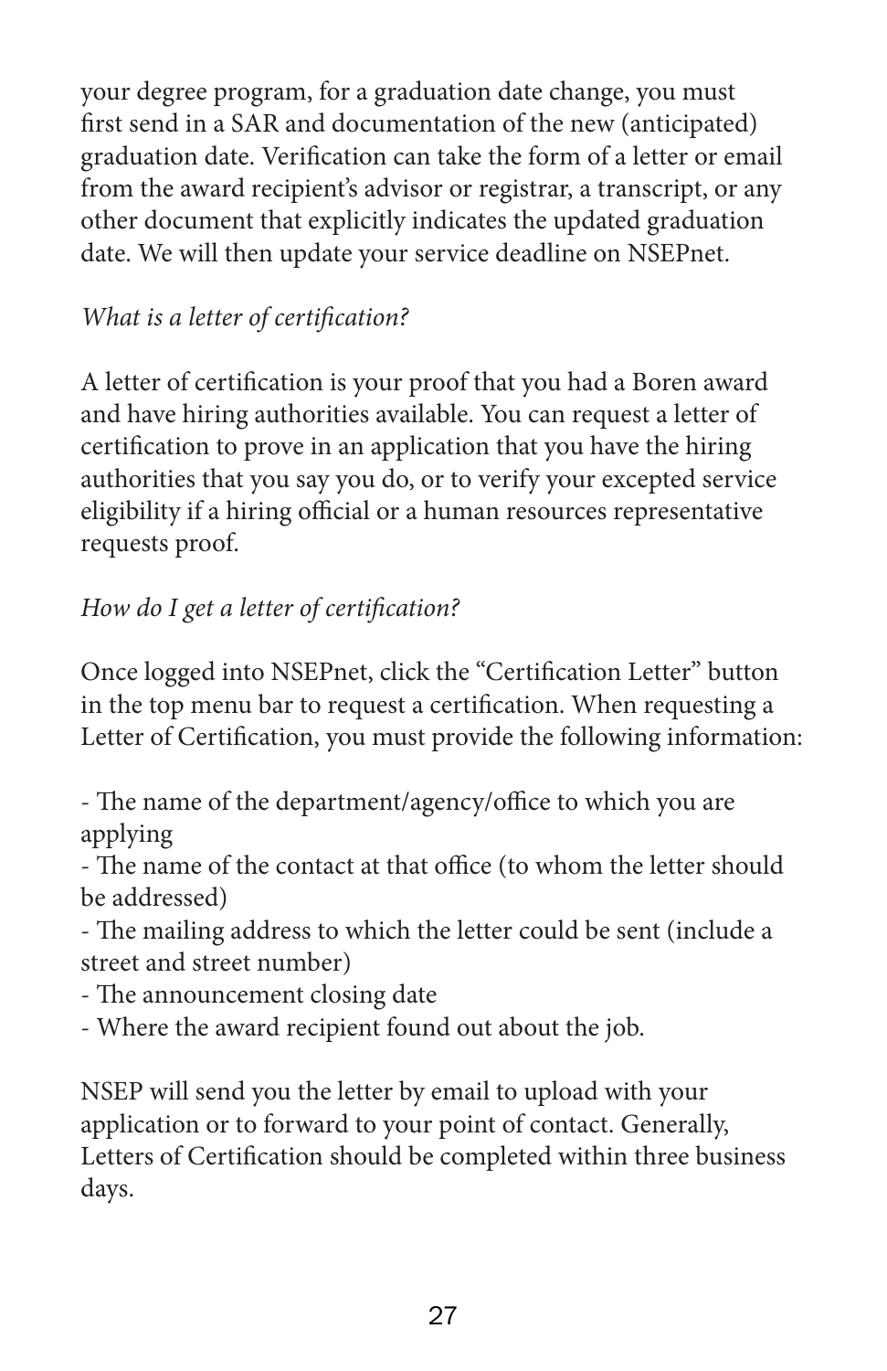your degree program, for a graduation date change, you must first send in a SAR and documentation of the new (anticipated) graduation date. Verification can take the form of a letter or email from the award recipient's advisor or registrar, a transcript, or any other document that explicitly indicates the updated graduation date. We will then update your service deadline on NSEPnet.

*What is a letter of certification?*

A letter of certification is your proof that you had a Boren award and have hiring authorities available. You can request a letter of certification to prove in an application that you have the hiring authorities that you say you do, or to verify your excepted service eligibility if a hiring official or a human resources representative requests proof.

*How do I get a letter of certification?*

Once logged into NSEPnet, click the "Certification Letter" button in the top menu bar to request a certification. When requesting a Letter of Certification, you must provide the following information:

- The name of the department/agency/office to which you are applying
- The name of the contact at that office (to whom the letter should be addressed)
- The mailing address to which the letter could be sent (include a street and street number)
- The announcement closing date
- Where the award recipient found out about the job.

NSEP will send you the letter by email to upload with your application or to forward to your point of contact. Generally, Letters of Certification should be completed within three business days.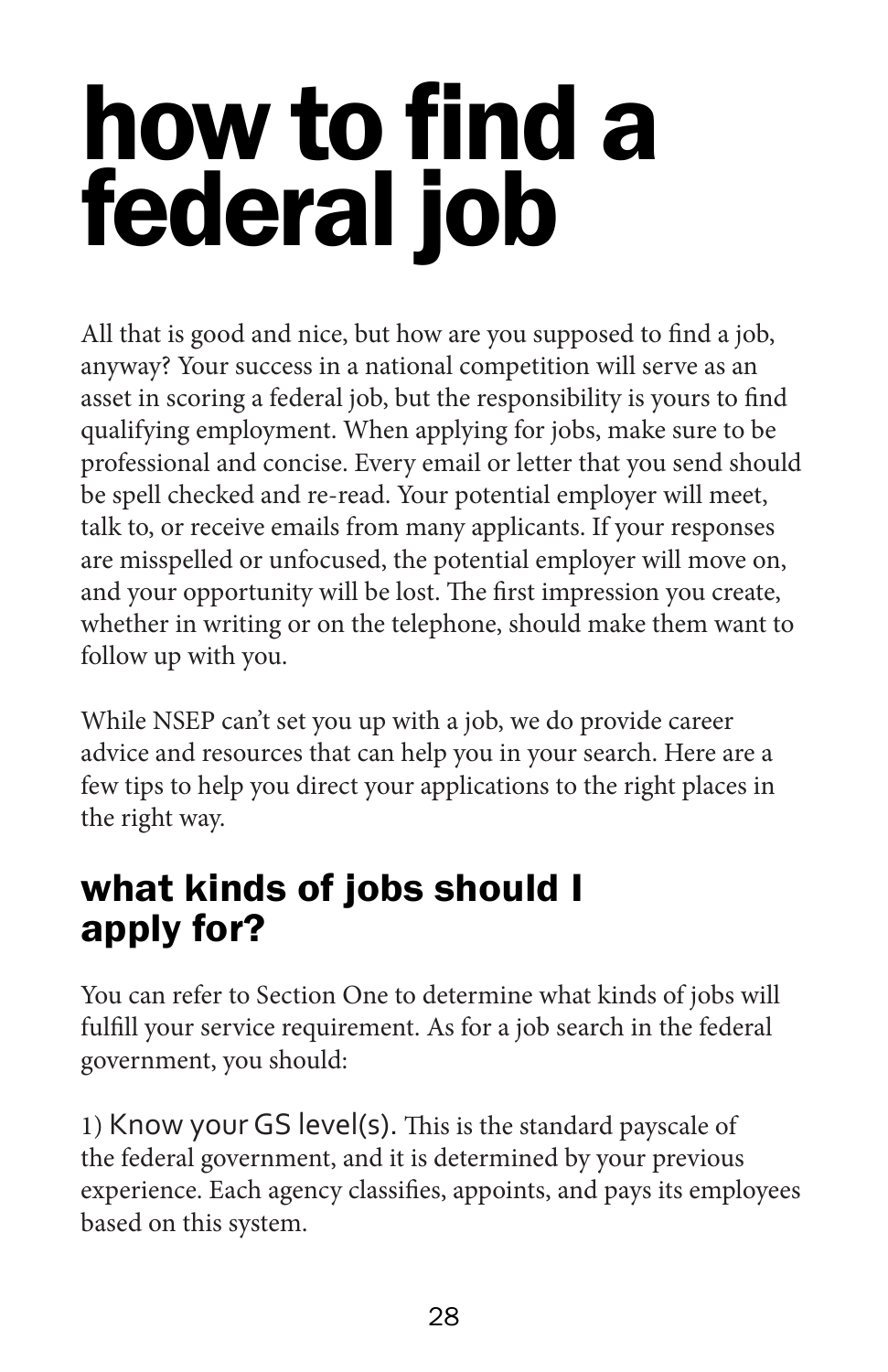# how to find a federal job

All that is good and nice, but how are you supposed to find a job, anyway? Your success in a national competition will serve as an asset in scoring a federal job, but the responsibility is yours to find qualifying employment. When applying for jobs, make sure to be professional and concise. Every email or letter that you send should be spell checked and re-read. Your potential employer will meet, talk to, or receive emails from many applicants. If your responses are misspelled or unfocused, the potential employer will move on, and your opportunity will be lost. The first impression you create, whether in writing or on the telephone, should make them want to follow up with you.

While NSEP can't set you up with a job, we do provide career advice and resources that can help you in your search. Here are a few tips to help you direct your applications to the right places in the right way.

## what kinds of jobs should I apply for?

You can refer to Section One to determine what kinds of jobs will fulfill your service requirement. As for a job search in the federal government, you should:

1) Know your GS level(s). This is the standard payscale of the federal government, and it is determined by your previous experience. Each agency classifies, appoints, and pays its employees based on this system.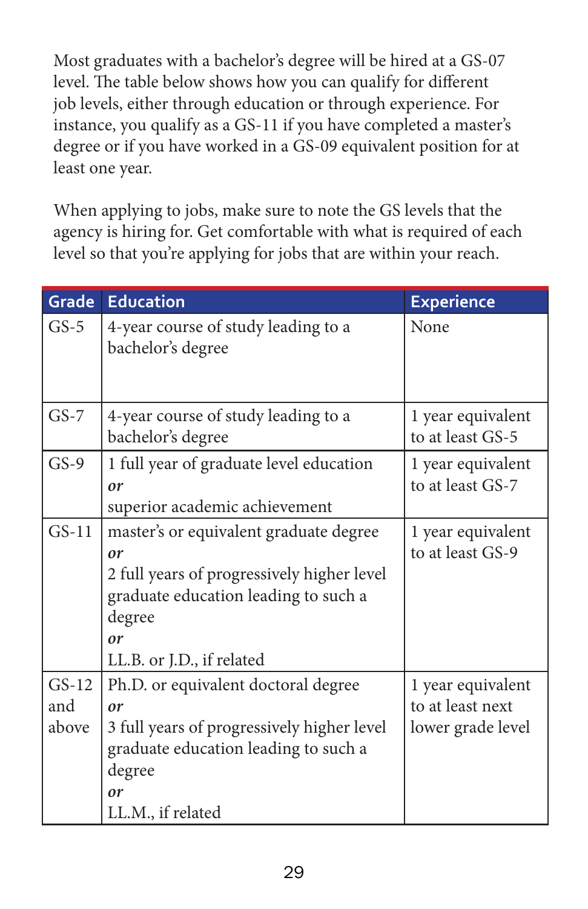Most graduates with a bachelor's degree will be hired at a GS-07 level. The table below shows how you can qualify for different job levels, either through education or through experience. For instance, you qualify as a GS-11 if you have completed a master's degree or if you have worked in a GS-09 equivalent position for at least one year.

When applying to jobs, make sure to note the GS levels that the agency is hiring for. Get comfortable with what is required of each level so that you're applying for jobs that are within your reach.

| Grade | Education | Experience |
|---|---|---|
| GS-5 | 4-year course of study leading to a bachelor's degree | None |
| GS-7 | 4-year course of study leading to a bachelor's degree | 1 year equivalent to at least GS-5 |
| GS-9 | 1 full year of graduate level education *or* superior academic achievement | 1 year equivalent to at least GS-7 |
| GS-11 | master's or equivalent graduate degree *or* 2 full years of progressively higher level graduate education leading to such a degree *or* LL.B. or J.D., if related | 1 year equivalent to at least GS-9 |
| GS-12 and above | Ph.D. or equivalent doctoral degree *or* 3 full years of progressively higher level graduate education leading to such a degree *or* LL.M., if related | 1 year equivalent to at least next lower grade level |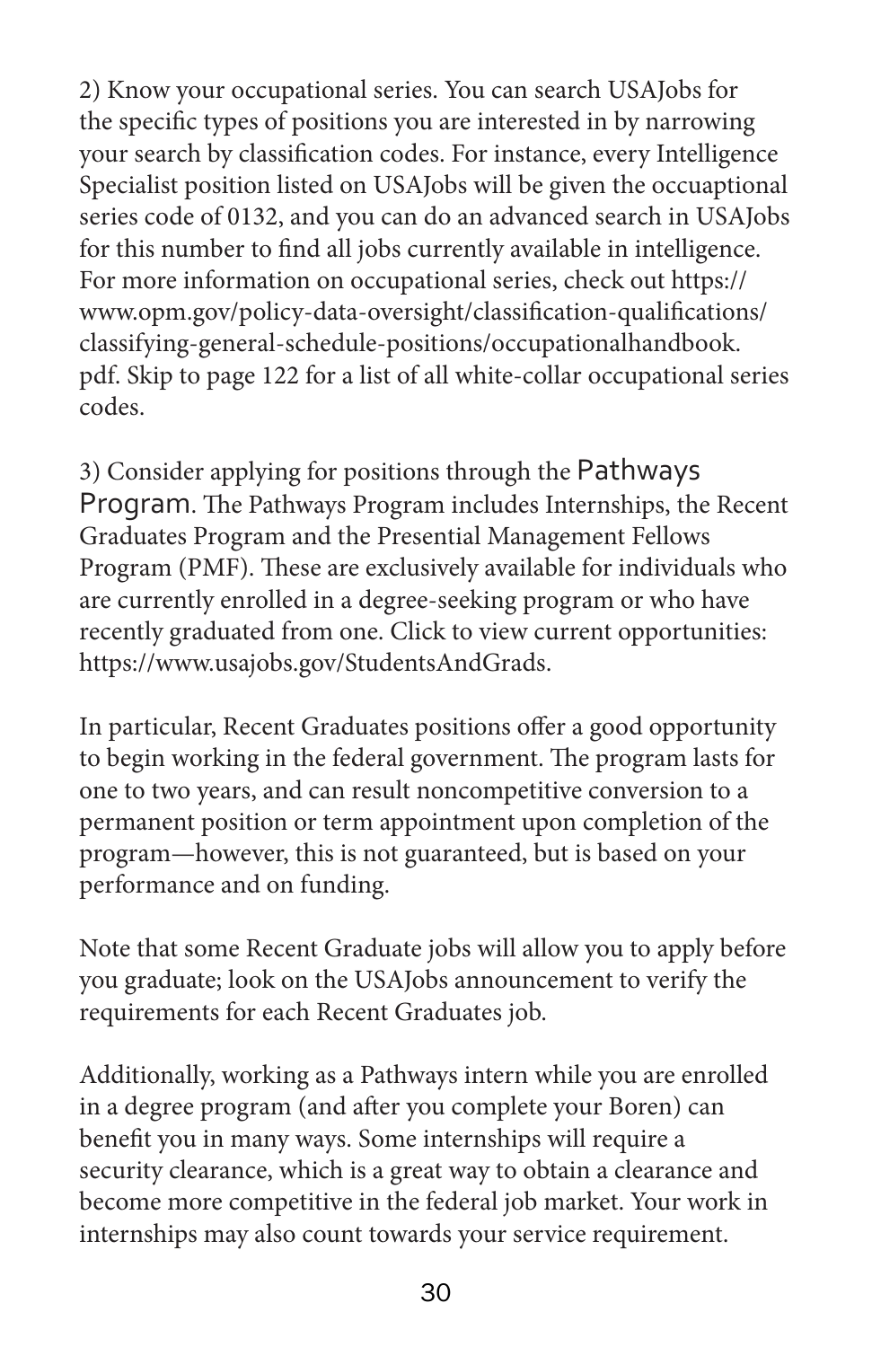2) Know your occupational series. You can search USAJobs for the specific types of positions you are interested in by narrowing your search by classification codes. For instance, every Intelligence Specialist position listed on USAJobs will be given the occuaptional series code of 0132, and you can do an advanced search in USAJobs for this number to find all jobs currently available in intelligence. For more information on occupational series, check out https://www.opm.gov/policy-data-oversight/classification-qualifications/classifying-general-schedule-positions/occupationalhandbook.pdf. Skip to page 122 for a list of all white-collar occupational series codes.

3) Consider applying for positions through the Pathways Program. The Pathways Program includes Internships, the Recent Graduates Program and the Presential Management Fellows Program (PMF). These are exclusively available for individuals who are currently enrolled in a degree-seeking program or who have recently graduated from one. Click to view current opportunities: https://www.usajobs.gov/StudentsAndGrads.

In particular, Recent Graduates positions offer a good opportunity to begin working in the federal government. The program lasts for one to two years, and can result noncompetitive conversion to a permanent position or term appointment upon completion of the program—however, this is not guaranteed, but is based on your performance and on funding.

Note that some Recent Graduate jobs will allow you to apply before you graduate; look on the USAJobs announcement to verify the requirements for each Recent Graduates job.

Additionally, working as a Pathways intern while you are enrolled in a degree program (and after you complete your Boren) can benefit you in many ways. Some internships will require a security clearance, which is a great way to obtain a clearance and become more competitive in the federal job market. Your work in internships may also count towards your service requirement.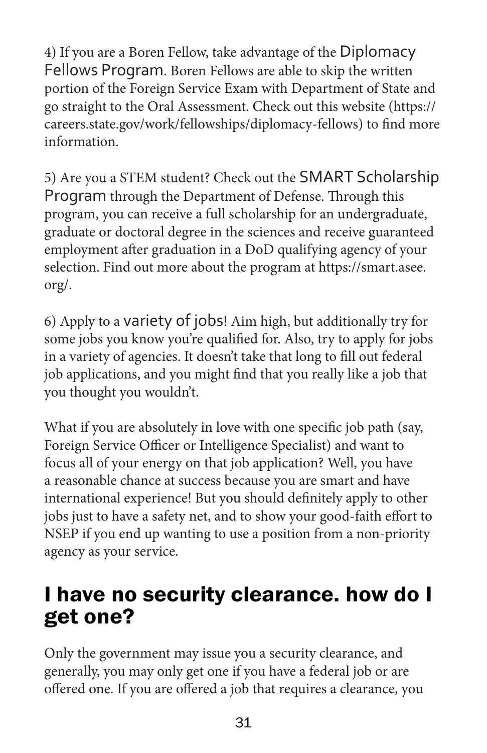4) If you are a Boren Fellow, take advantage of the Diplomacy Fellows Program. Boren Fellows are able to skip the written portion of the Foreign Service Exam with Department of State and go straight to the Oral Assessment. Check out this website (https://careers.state.gov/work/fellowships/diplomacy-fellows) to find more information.

5) Are you a STEM student? Check out the SMART Scholarship Program through the Department of Defense. Through this program, you can receive a full scholarship for an undergraduate, graduate or doctoral degree in the sciences and receive guaranteed employment after graduation in a DoD qualifying agency of your selection. Find out more about the program at https://smart.asee.org/.

6) Apply to a variety of jobs! Aim high, but additionally try for some jobs you know you're qualified for. Also, try to apply for jobs in a variety of agencies. It doesn't take that long to fill out federal job applications, and you might find that you really like a job that you thought you wouldn't.

What if you are absolutely in love with one specific job path (say, Foreign Service Officer or Intelligence Specialist) and want to focus all of your energy on that job application? Well, you have a reasonable chance at success because you are smart and have international experience! But you should definitely apply to other jobs just to have a safety net, and to show your good-faith effort to NSEP if you end up wanting to use a position from a non-priority agency as your service.

## I have no security clearance. how do I get one?

Only the government may issue you a security clearance, and generally, you may only get one if you have a federal job or are offered one. If you are offered a job that requires a clearance, you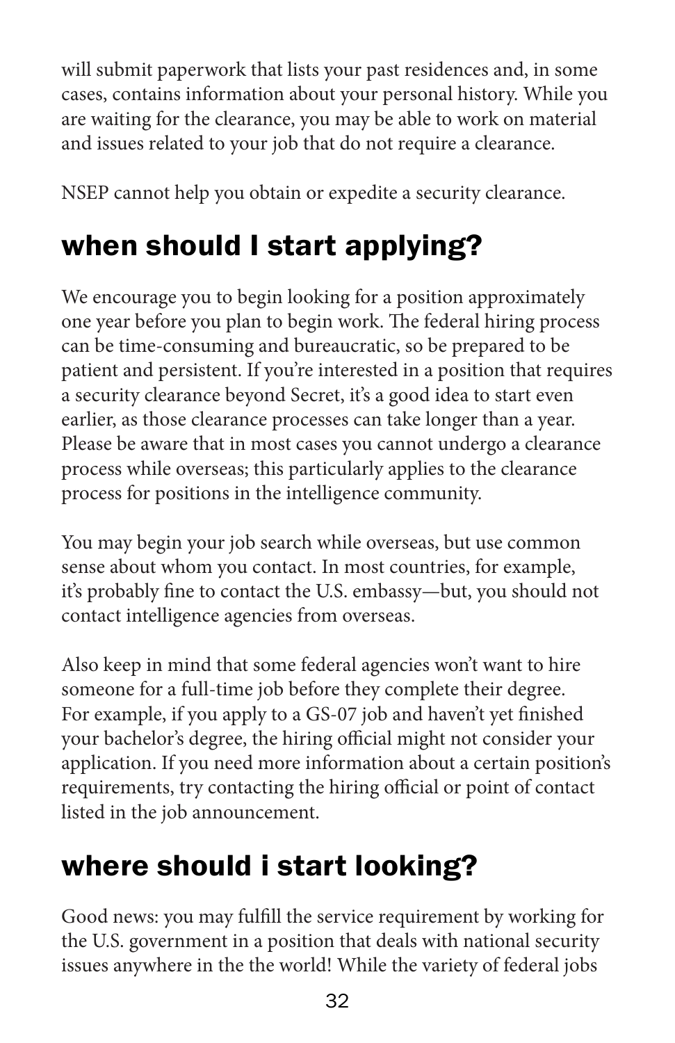will submit paperwork that lists your past residences and, in some cases, contains information about your personal history. While you are waiting for the clearance, you may be able to work on material and issues related to your job that do not require a clearance.

NSEP cannot help you obtain or expedite a security clearance.

## when should I start applying?

We encourage you to begin looking for a position approximately one year before you plan to begin work. The federal hiring process can be time-consuming and bureaucratic, so be prepared to be patient and persistent. If you're interested in a position that requires a security clearance beyond Secret, it's a good idea to start even earlier, as those clearance processes can take longer than a year. Please be aware that in most cases you cannot undergo a clearance process while overseas; this particularly applies to the clearance process for positions in the intelligence community.

You may begin your job search while overseas, but use common sense about whom you contact. In most countries, for example, it's probably fine to contact the U.S. embassy—but, you should not contact intelligence agencies from overseas.

Also keep in mind that some federal agencies won't want to hire someone for a full-time job before they complete their degree. For example, if you apply to a GS-07 job and haven't yet finished your bachelor's degree, the hiring official might not consider your application. If you need more information about a certain position's requirements, try contacting the hiring official or point of contact listed in the job announcement.

## where should i start looking?

Good news: you may fulfill the service requirement by working for the U.S. government in a position that deals with national security issues anywhere in the the world! While the variety of federal jobs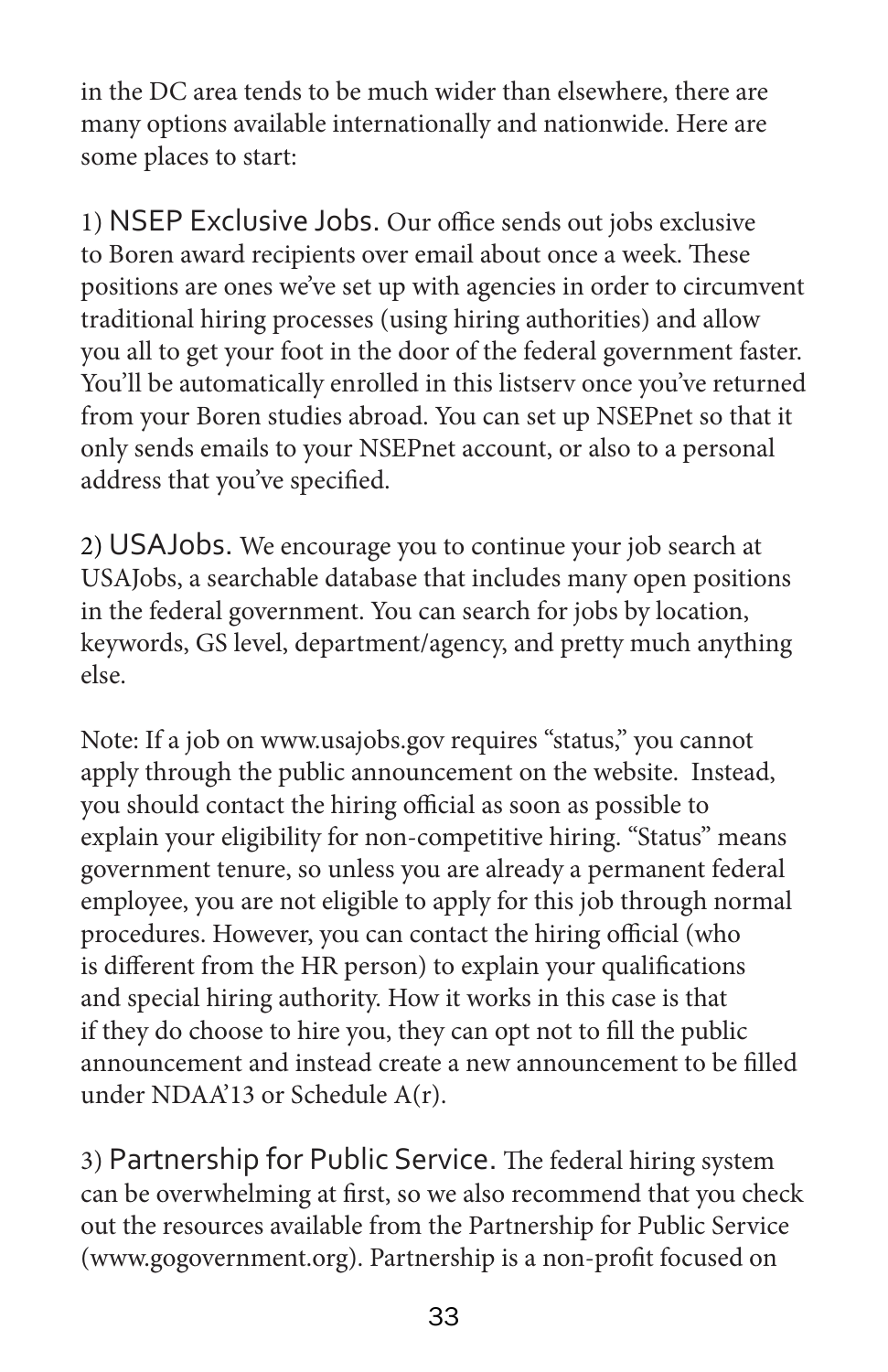in the DC area tends to be much wider than elsewhere, there are many options available internationally and nationwide. Here are some places to start:

1) **NSEP Exclusive Jobs.** Our office sends out jobs exclusive to Boren award recipients over email about once a week. These positions are ones we've set up with agencies in order to circumvent traditional hiring processes (using hiring authorities) and allow you all to get your foot in the door of the federal government faster. You'll be automatically enrolled in this listserv once you've returned from your Boren studies abroad. You can set up NSEPnet so that it only sends emails to your NSEPnet account, or also to a personal address that you've specified.

2) **USAJobs.** We encourage you to continue your job search at USAJobs, a searchable database that includes many open positions in the federal government. You can search for jobs by location, keywords, GS level, department/agency, and pretty much anything else.

Note: If a job on www.usajobs.gov requires "status," you cannot apply through the public announcement on the website. Instead, you should contact the hiring official as soon as possible to explain your eligibility for non-competitive hiring. "Status" means government tenure, so unless you are already a permanent federal employee, you are not eligible to apply for this job through normal procedures. However, you can contact the hiring official (who is different from the HR person) to explain your qualifications and special hiring authority. How it works in this case is that if they do choose to hire you, they can opt not to fill the public announcement and instead create a new announcement to be filled under NDAA'13 or Schedule A(r).

3) **Partnership for Public Service.** The federal hiring system can be overwhelming at first, so we also recommend that you check out the resources available from the Partnership for Public Service (www.gogovernment.org). Partnership is a non-profit focused on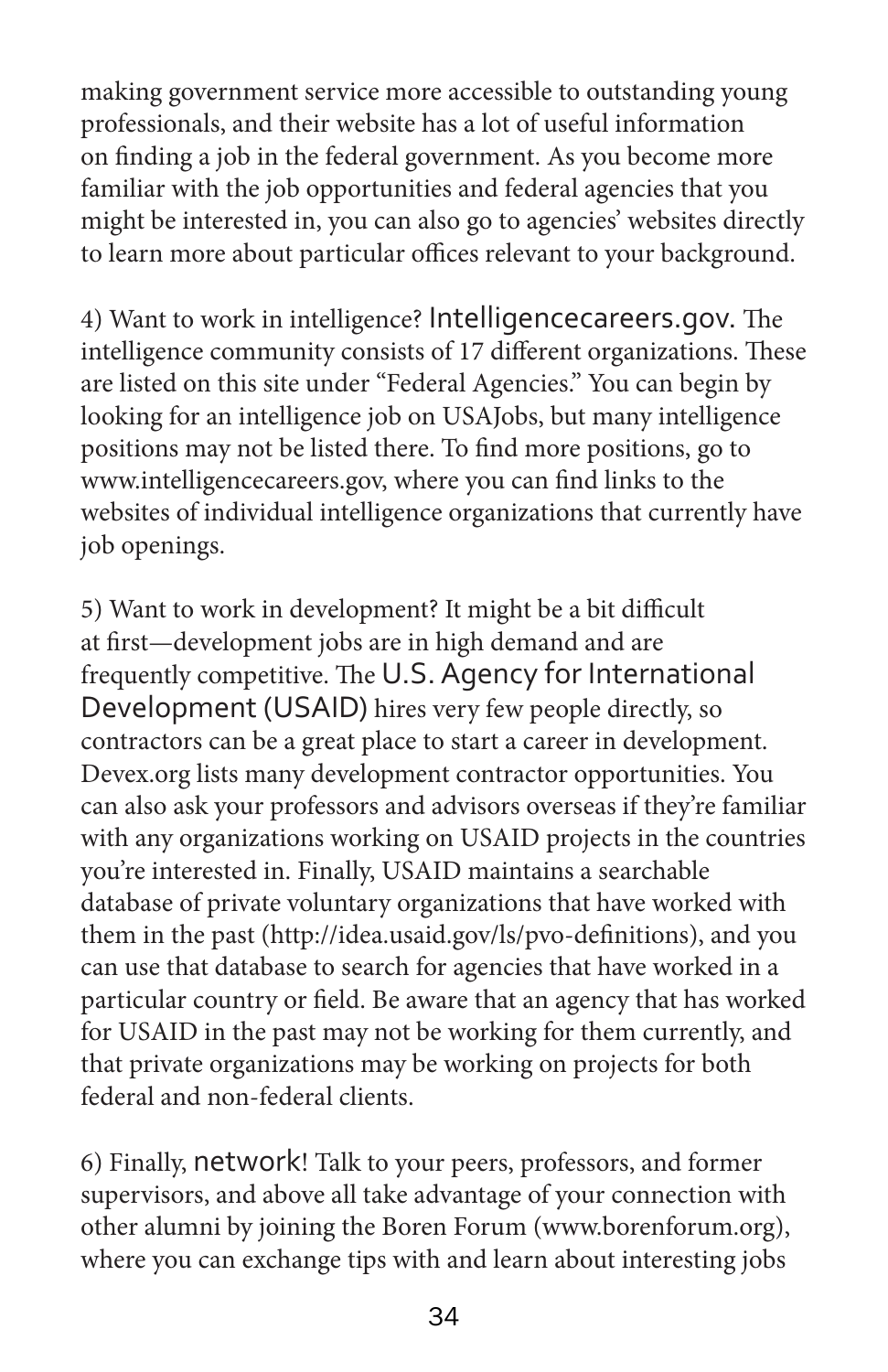making government service more accessible to outstanding young professionals, and their website has a lot of useful information on finding a job in the federal government. As you become more familiar with the job opportunities and federal agencies that you might be interested in, you can also go to agencies' websites directly to learn more about particular offices relevant to your background.

4) Want to work in intelligence? Intelligencecareers.gov. The intelligence community consists of 17 different organizations. These are listed on this site under "Federal Agencies." You can begin by looking for an intelligence job on USAJobs, but many intelligence positions may not be listed there. To find more positions, go to www.intelligencecareers.gov, where you can find links to the websites of individual intelligence organizations that currently have job openings.

5) Want to work in development? It might be a bit difficult at first—development jobs are in high demand and are frequently competitive. The U.S. Agency for International Development (USAID) hires very few people directly, so contractors can be a great place to start a career in development. Devex.org lists many development contractor opportunities. You can also ask your professors and advisors overseas if they're familiar with any organizations working on USAID projects in the countries you're interested in. Finally, USAID maintains a searchable database of private voluntary organizations that have worked with them in the past (http://idea.usaid.gov/ls/pvo-definitions), and you can use that database to search for agencies that have worked in a particular country or field. Be aware that an agency that has worked for USAID in the past may not be working for them currently, and that private organizations may be working on projects for both federal and non-federal clients.

6) Finally, network! Talk to your peers, professors, and former supervisors, and above all take advantage of your connection with other alumni by joining the Boren Forum (www.borenforum.org), where you can exchange tips with and learn about interesting jobs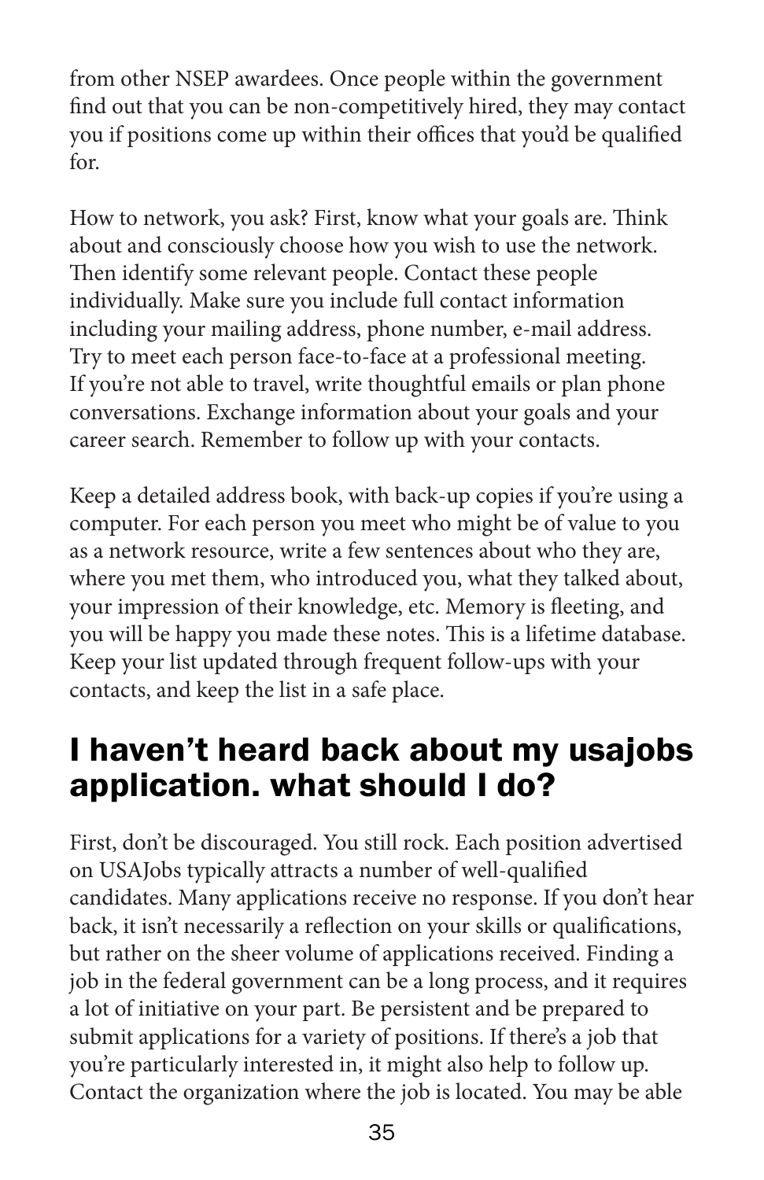from other NSEP awardees. Once people within the government find out that you can be non-competitively hired, they may contact you if positions come up within their offices that you'd be qualified for.

How to network, you ask? First, know what your goals are. Think about and consciously choose how you wish to use the network. Then identify some relevant people. Contact these people individually. Make sure you include full contact information including your mailing address, phone number, e-mail address. Try to meet each person face-to-face at a professional meeting. If you're not able to travel, write thoughtful emails or plan phone conversations. Exchange information about your goals and your career search. Remember to follow up with your contacts.

Keep a detailed address book, with back-up copies if you're using a computer. For each person you meet who might be of value to you as a network resource, write a few sentences about who they are, where you met them, who introduced you, what they talked about, your impression of their knowledge, etc. Memory is fleeting, and you will be happy you made these notes. This is a lifetime database. Keep your list updated through frequent follow-ups with your contacts, and keep the list in a safe place.

## I haven't heard back about my usajobs application. what should I do?

First, don't be discouraged. You still rock. Each position advertised on USAJobs typically attracts a number of well-qualified candidates. Many applications receive no response. If you don't hear back, it isn't necessarily a reflection on your skills or qualifications, but rather on the sheer volume of applications received. Finding a job in the federal government can be a long process, and it requires a lot of initiative on your part. Be persistent and be prepared to submit applications for a variety of positions. If there's a job that you're particularly interested in, it might also help to follow up. Contact the organization where the job is located. You may be able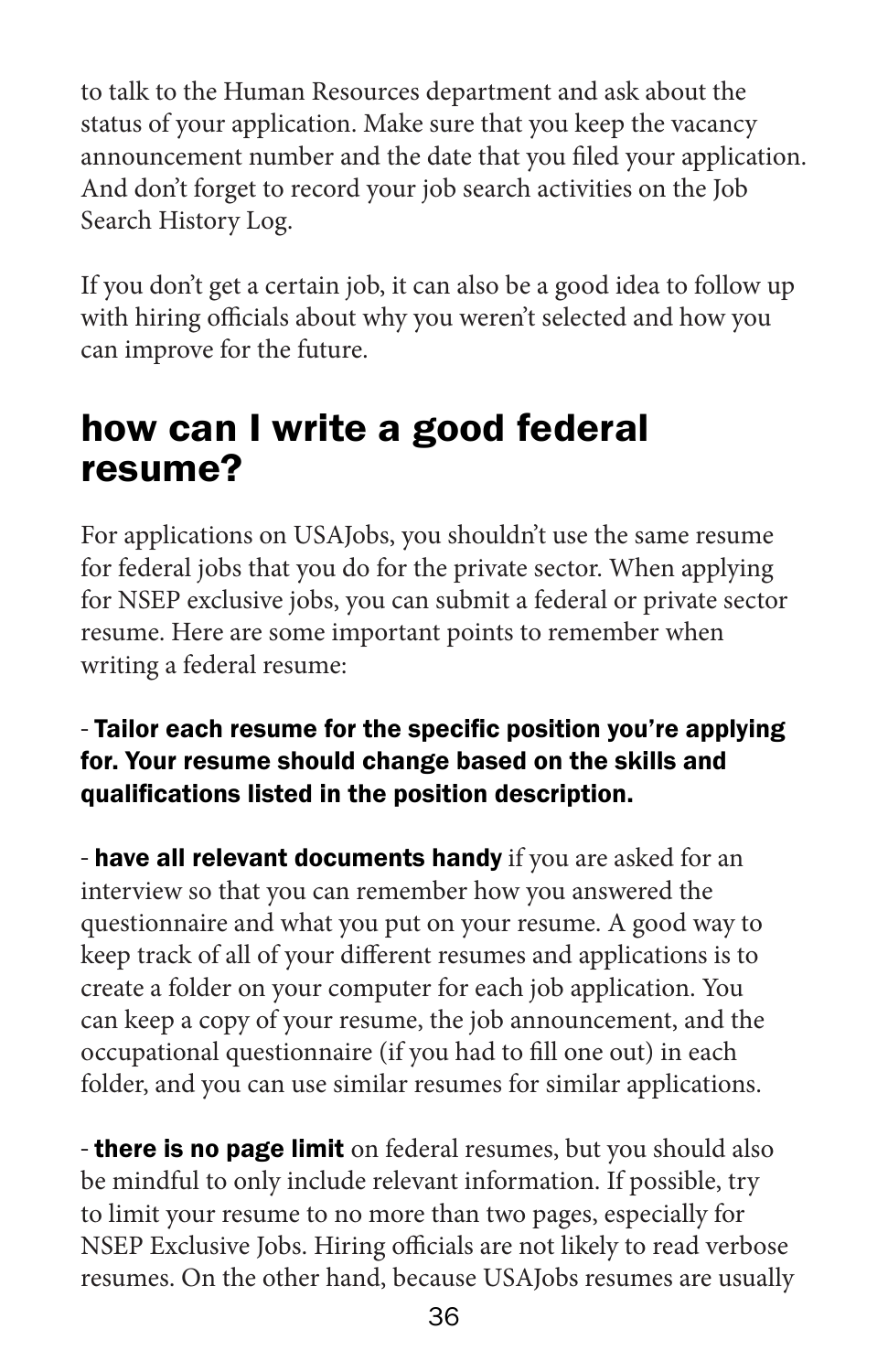to talk to the Human Resources department and ask about the status of your application. Make sure that you keep the vacancy announcement number and the date that you filed your application. And don't forget to record your job search activities on the Job Search History Log.

If you don't get a certain job, it can also be a good idea to follow up with hiring officials about why you weren't selected and how you can improve for the future.

## how can I write a good federal resume?

For applications on USAJobs, you shouldn't use the same resume for federal jobs that you do for the private sector. When applying for NSEP exclusive jobs, you can submit a federal or private sector resume. Here are some important points to remember when writing a federal resume:

- **Tailor each resume for the specific position you're applying for. Your resume should change based on the skills and qualifications listed in the position description.**

- **have all relevant documents handy** if you are asked for an interview so that you can remember how you answered the questionnaire and what you put on your resume. A good way to keep track of all of your different resumes and applications is to create a folder on your computer for each job application. You can keep a copy of your resume, the job announcement, and the occupational questionnaire (if you had to fill one out) in each folder, and you can use similar resumes for similar applications.

- **there is no page limit** on federal resumes, but you should also be mindful to only include relevant information. If possible, try to limit your resume to no more than two pages, especially for NSEP Exclusive Jobs. Hiring officials are not likely to read verbose resumes. On the other hand, because USAJobs resumes are usually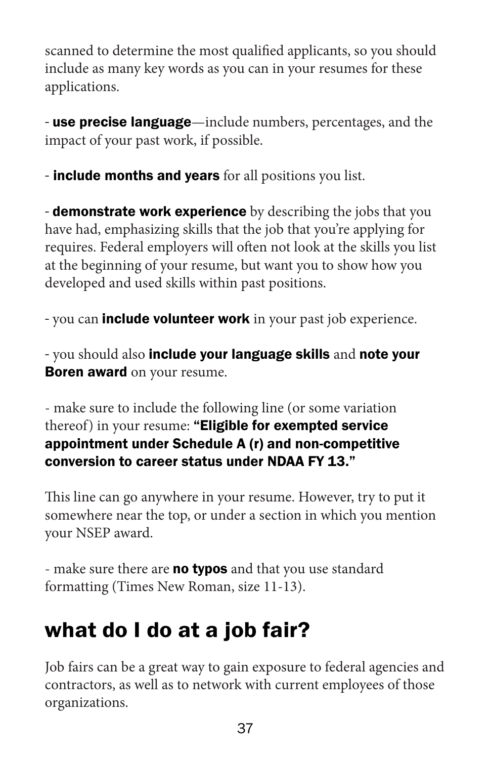scanned to determine the most qualified applicants, so you should include as many key words as you can in your resumes for these applications.

- **use precise language**—include numbers, percentages, and the impact of your past work, if possible.

- **include months and years** for all positions you list.

- **demonstrate work experience** by describing the jobs that you have had, emphasizing skills that the job that you're applying for requires. Federal employers will often not look at the skills you list at the beginning of your resume, but want you to show how you developed and used skills within past positions.

- you can **include volunteer work** in your past job experience.

- you should also **include your language skills** and **note your Boren award** on your resume.

- make sure to include the following line (or some variation thereof) in your resume: **"Eligible for exempted service appointment under Schedule A (r) and non-competitive conversion to career status under NDAA FY 13."**

This line can go anywhere in your resume. However, try to put it somewhere near the top, or under a section in which you mention your NSEP award.

- make sure there are **no typos** and that you use standard formatting (Times New Roman, size 11-13).

## what do I do at a job fair?

Job fairs can be a great way to gain exposure to federal agencies and contractors, as well as to network with current employees of those organizations.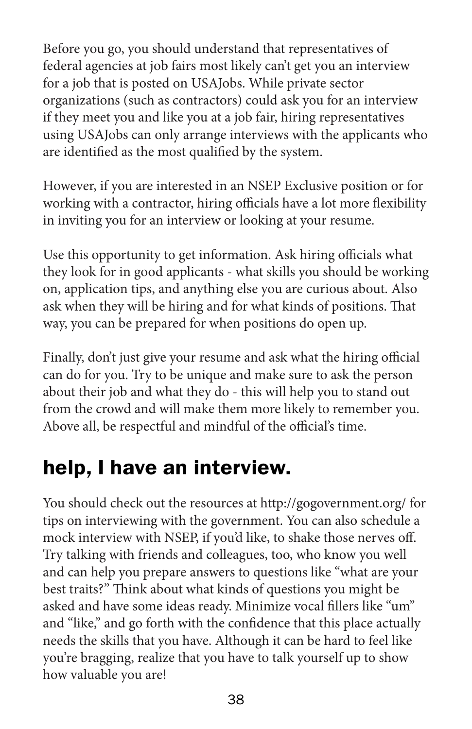Before you go, you should understand that representatives of federal agencies at job fairs most likely can't get you an interview for a job that is posted on USAJobs. While private sector organizations (such as contractors) could ask you for an interview if they meet you and like you at a job fair, hiring representatives using USAJobs can only arrange interviews with the applicants who are identified as the most qualified by the system.

However, if you are interested in an NSEP Exclusive position or for working with a contractor, hiring officials have a lot more flexibility in inviting you for an interview or looking at your resume.

Use this opportunity to get information. Ask hiring officials what they look for in good applicants - what skills you should be working on, application tips, and anything else you are curious about. Also ask when they will be hiring and for what kinds of positions. That way, you can be prepared for when positions do open up.

Finally, don't just give your resume and ask what the hiring official can do for you. Try to be unique and make sure to ask the person about their job and what they do - this will help you to stand out from the crowd and will make them more likely to remember you. Above all, be respectful and mindful of the official's time.

## help, I have an interview.

You should check out the resources at http://gogovernment.org/ for tips on interviewing with the government. You can also schedule a mock interview with NSEP, if you'd like, to shake those nerves off. Try talking with friends and colleagues, too, who know you well and can help you prepare answers to questions like "what are your best traits?" Think about what kinds of questions you might be asked and have some ideas ready. Minimize vocal fillers like "um" and "like," and go forth with the confidence that this place actually needs the skills that you have. Although it can be hard to feel like you're bragging, realize that you have to talk yourself up to show how valuable you are!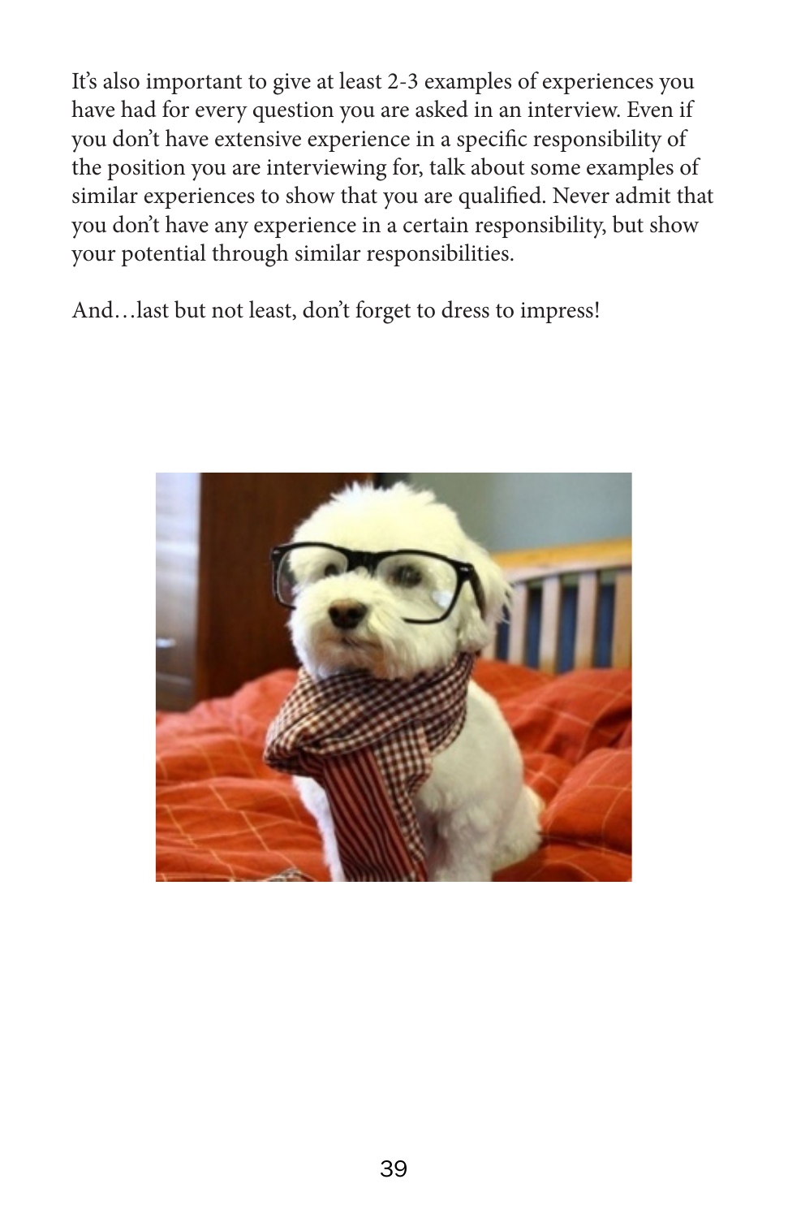It's also important to give at least 2-3 examples of experiences you have had for every question you are asked in an interview. Even if you don't have extensive experience in a specific responsibility of the position you are interviewing for, talk about some examples of similar experiences to show that you are qualified. Never admit that you don't have any experience in a certain responsibility, but show your potential through similar responsibilities.

And…last but not least, don't forget to dress to impress!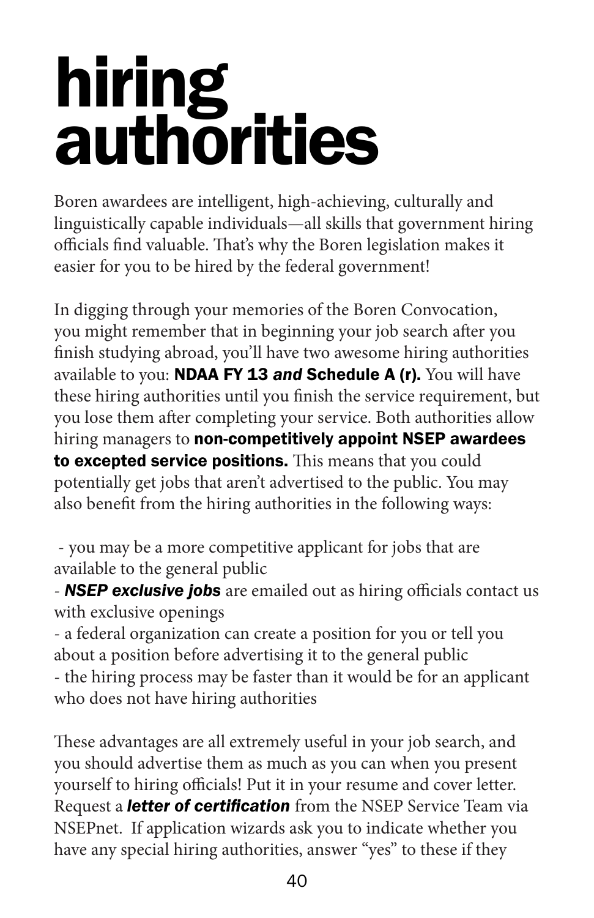# hiring authorities

Boren awardees are intelligent, high-achieving, culturally and linguistically capable individuals—all skills that government hiring officials find valuable. That's why the Boren legislation makes it easier for you to be hired by the federal government!

In digging through your memories of the Boren Convocation, you might remember that in beginning your job search after you finish studying abroad, you'll have two awesome hiring authorities available to you: **NDAA FY 13 *and* Schedule A (r).** You will have these hiring authorities until you finish the service requirement, but you lose them after completing your service. Both authorities allow hiring managers to **non-competitively appoint NSEP awardees to excepted service positions.** This means that you could potentially get jobs that aren't advertised to the public. You may also benefit from the hiring authorities in the following ways:

- you may be a more competitive applicant for jobs that are available to the general public
- ***NSEP exclusive jobs*** are emailed out as hiring officials contact us with exclusive openings
- a federal organization can create a position for you or tell you about a position before advertising it to the general public
- the hiring process may be faster than it would be for an applicant who does not have hiring authorities

These advantages are all extremely useful in your job search, and you should advertise them as much as you can when you present yourself to hiring officials! Put it in your resume and cover letter. Request a ***letter of certification*** from the NSEP Service Team via NSEPnet. If application wizards ask you to indicate whether you have any special hiring authorities, answer "yes" to these if they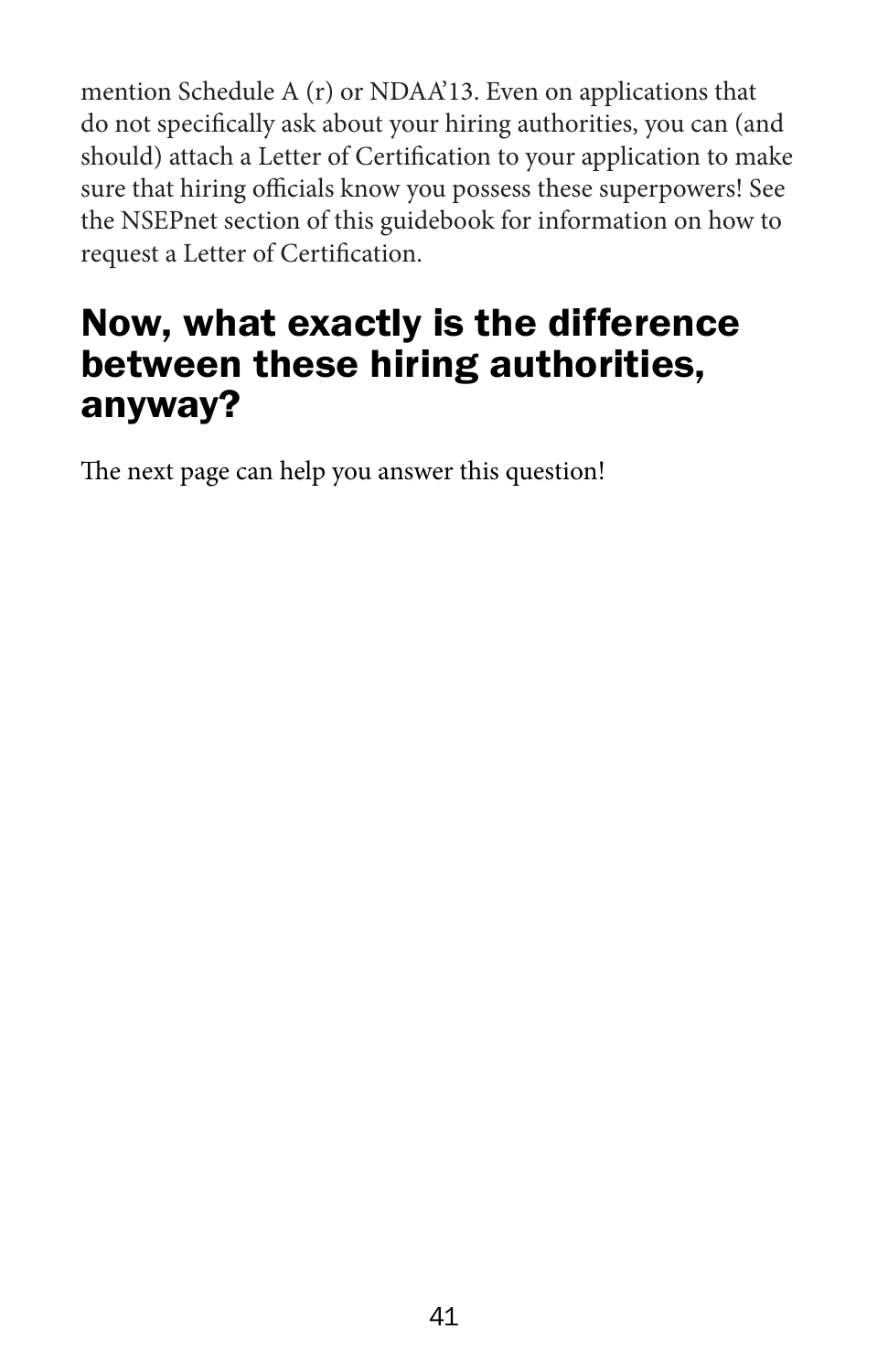mention Schedule A (r) or NDAA'13. Even on applications that do not specifically ask about your hiring authorities, you can (and should) attach a Letter of Certification to your application to make sure that hiring officials know you possess these superpowers! See the NSEPnet section of this guidebook for information on how to request a Letter of Certification.

## Now, what exactly is the difference between these hiring authorities, anyway?

The next page can help you answer this question!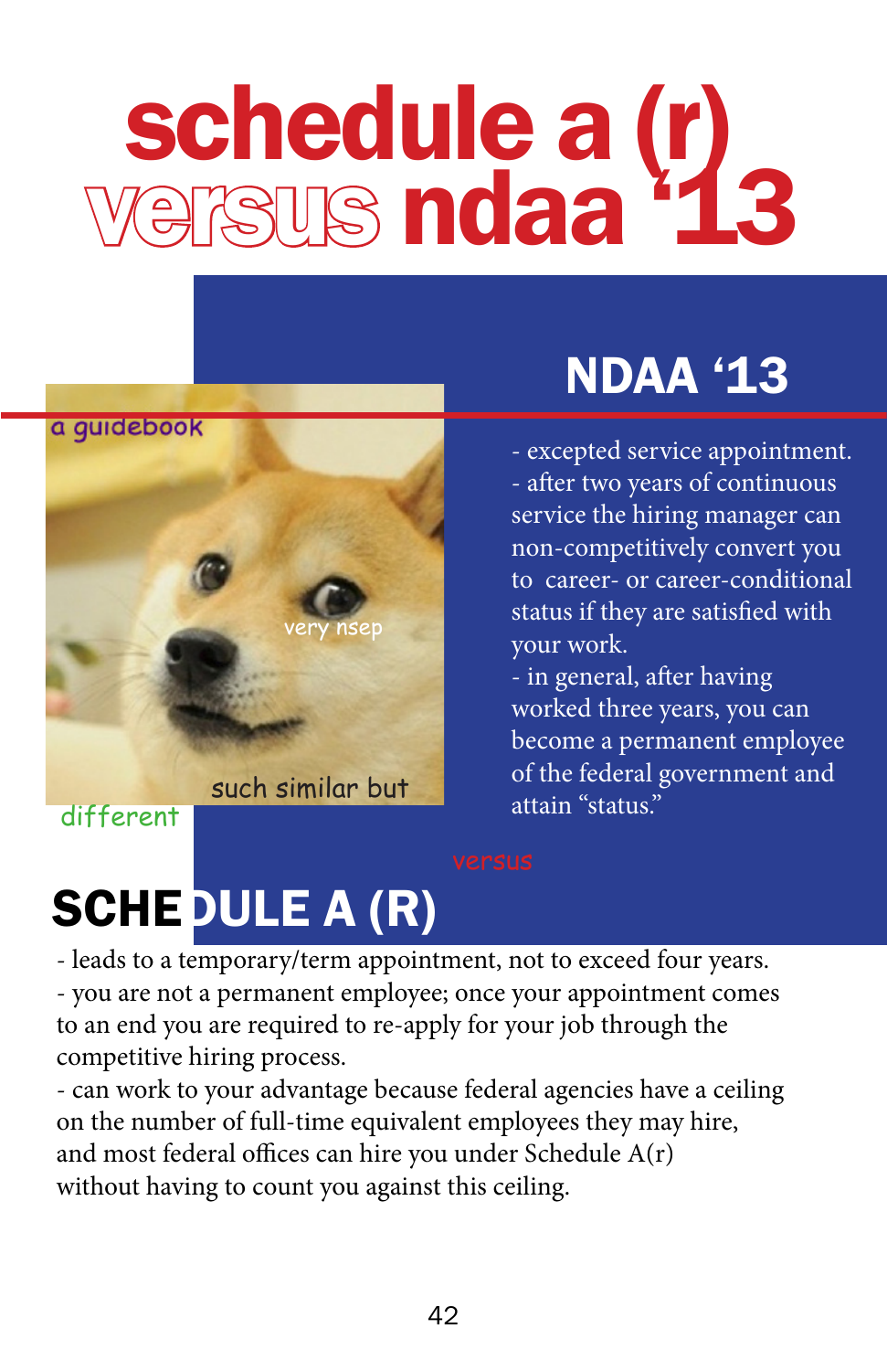# schedule a (r) versus ndaa '13

a guidebook

very nsep

such similar but

different

## NDAA '13

- excepted service appointment.
- after two years of continuous service the hiring manager can non-competitively convert you to career- or career-conditional status if they are satisfied with your work.
- in general, after having worked three years, you can become a permanent employee of the federal government and attain "status."

versus

## SCHEDULE A (R)

- leads to a temporary/term appointment, not to exceed four years.
- you are not a permanent employee; once your appointment comes to an end you are required to re-apply for your job through the competitive hiring process.
- can work to your advantage because federal agencies have a ceiling on the number of full-time equivalent employees they may hire, and most federal offices can hire you under Schedule A(r) without having to count you against this ceiling.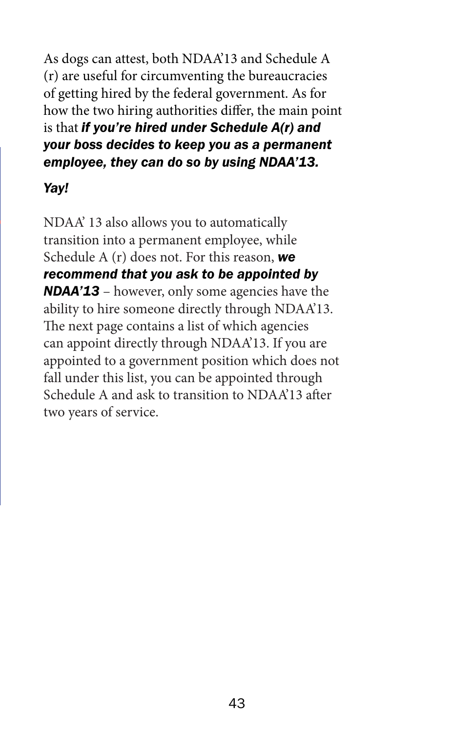As dogs can attest, both NDAA'13 and Schedule A (r) are useful for circumventing the bureaucracies of getting hired by the federal government. As for how the two hiring authorities differ, the main point is that ***if you're hired under Schedule A(r) and your boss decides to keep you as a permanent employee, they can do so by using NDAA'13.***

***Yay!***

NDAA' 13 also allows you to automatically transition into a permanent employee, while Schedule A (r) does not. For this reason, ***we recommend that you ask to be appointed by NDAA'13*** – however, only some agencies have the ability to hire someone directly through NDAA'13. The next page contains a list of which agencies can appoint directly through NDAA'13. If you are appointed to a government position which does not fall under this list, you can be appointed through Schedule A and ask to transition to NDAA'13 after two years of service.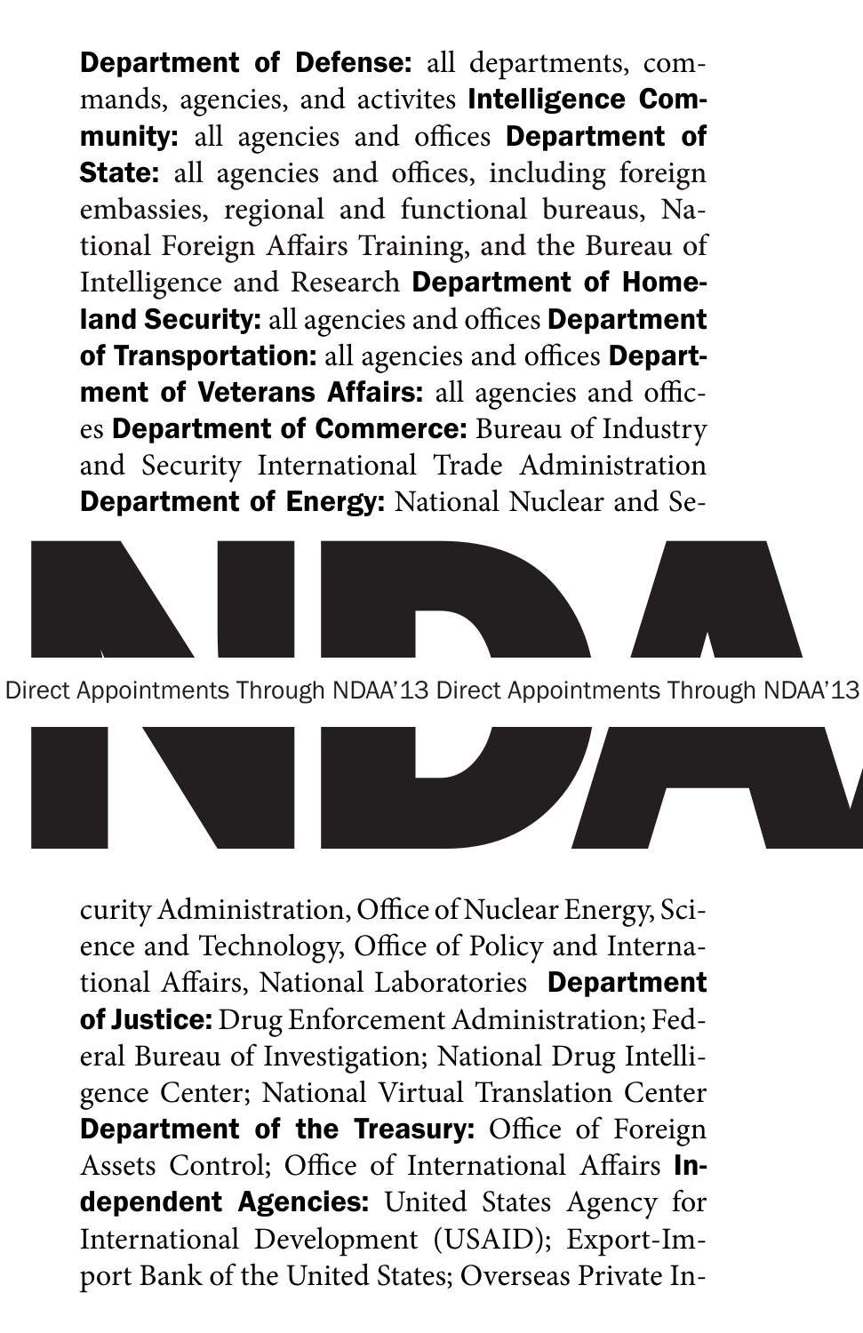**Department of Defense:** all departments, commands, agencies, and activites **Intelligence Community:** all agencies and offices **Department of State:** all agencies and offices, including foreign embassies, regional and functional bureaus, National Foreign Affairs Training, and the Bureau of Intelligence and Research **Department of Homeland Security:** all agencies and offices **Department of Transportation:** all agencies and offices **Department of Veterans Affairs:** all agencies and offices **Department of Commerce:** Bureau of Industry and Security International Trade Administration **Department of Energy:** National Nuclear and Se-

# NDAA

Direct Appointments Through NDAA'13 Direct Appointments Through NDAA'13

curity Administration, Office of Nuclear Energy, Science and Technology, Office of Policy and International Affairs, National Laboratories **Department of Justice:** Drug Enforcement Administration; Federal Bureau of Investigation; National Drug Intelligence Center; National Virtual Translation Center **Department of the Treasury:** Office of Foreign Assets Control; Office of International Affairs **Independent Agencies:** United States Agency for International Development (USAID); Export-Import Bank of the United States; Overseas Private In-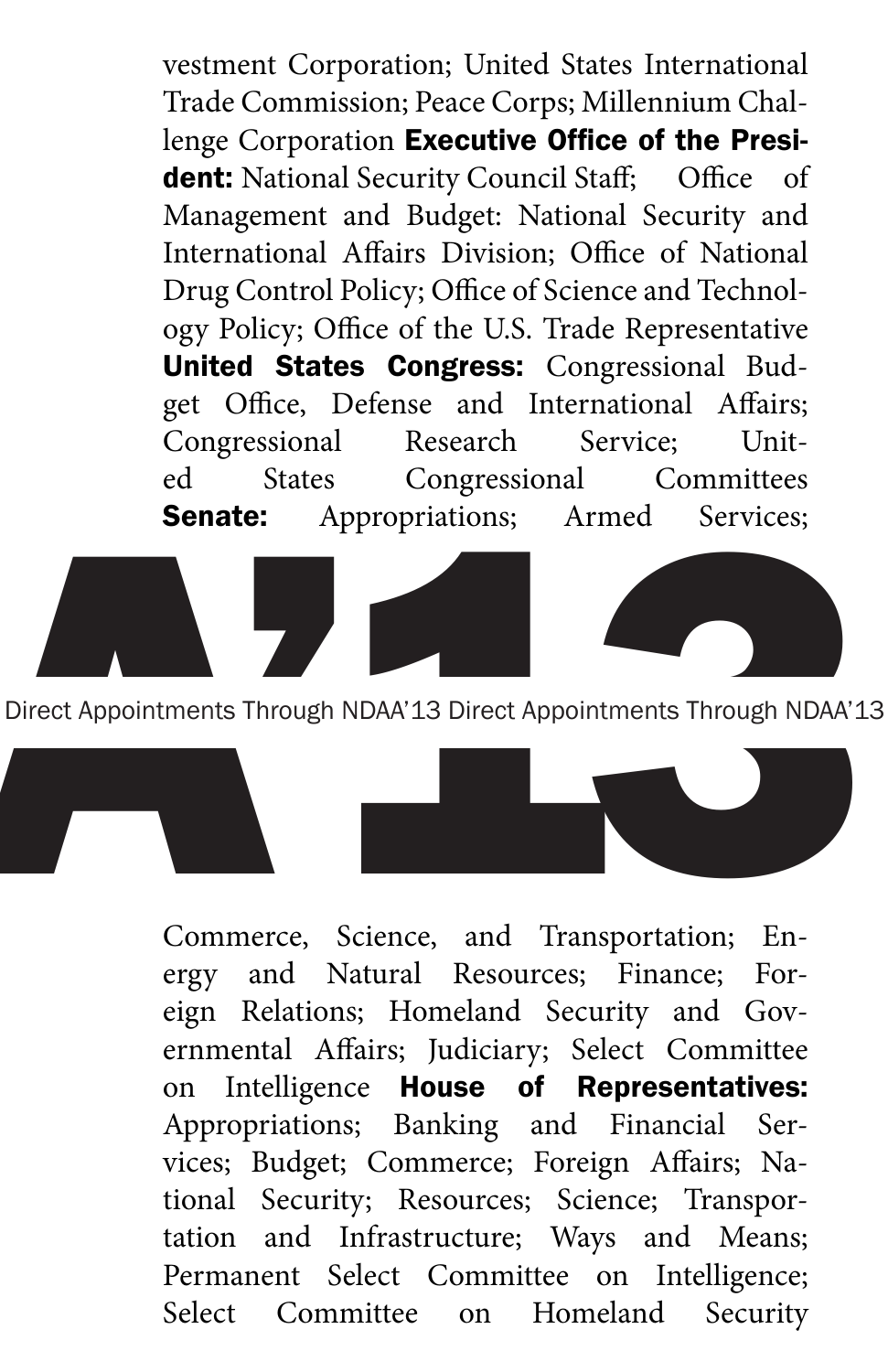vestment Corporation; United States International Trade Commission; Peace Corps; Millennium Challenge Corporation **Executive Office of the President:** National Security Council Staff; Office of Management and Budget: National Security and International Affairs Division; Office of National Drug Control Policy; Office of Science and Technology Policy; Office of the U.S. Trade Representative **United States Congress:** Congressional Budget Office, Defense and International Affairs; Congressional Research Service; United States Congressional Committees **Senate:** Appropriations; Armed Services;

A'13

Direct Appointments Through NDAA'13 Direct Appointments Through NDAA'13

Commerce, Science, and Transportation; Energy and Natural Resources; Finance; Foreign Relations; Homeland Security and Governmental Affairs; Judiciary; Select Committee on Intelligence **House of Representatives:** Appropriations; Banking and Financial Services; Budget; Commerce; Foreign Affairs; National Security; Resources; Science; Transportation and Infrastructure; Ways and Means; Permanent Select Committee on Intelligence; Select Committee on Homeland Security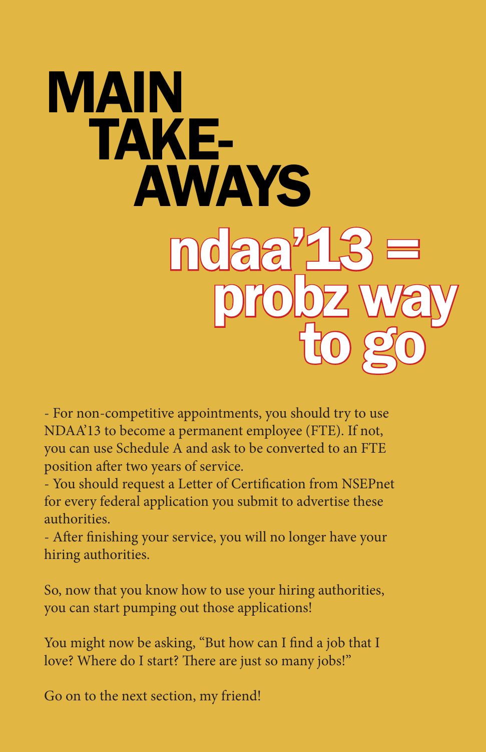# MAIN TAKE-AWAYS

## ndaa'13 = probz way to go

- For non-competitive appointments, you should try to use NDAA'13 to become a permanent employee (FTE). If not, you can use Schedule A and ask to be converted to an FTE position after two years of service.
- You should request a Letter of Certification from NSEPnet for every federal application you submit to advertise these authorities.
- After finishing your service, you will no longer have your hiring authorities.

So, now that you know how to use your hiring authorities, you can start pumping out those applications!

You might now be asking, "But how can I find a job that I love? Where do I start? There are just so many jobs!"

Go on to the next section, my friend!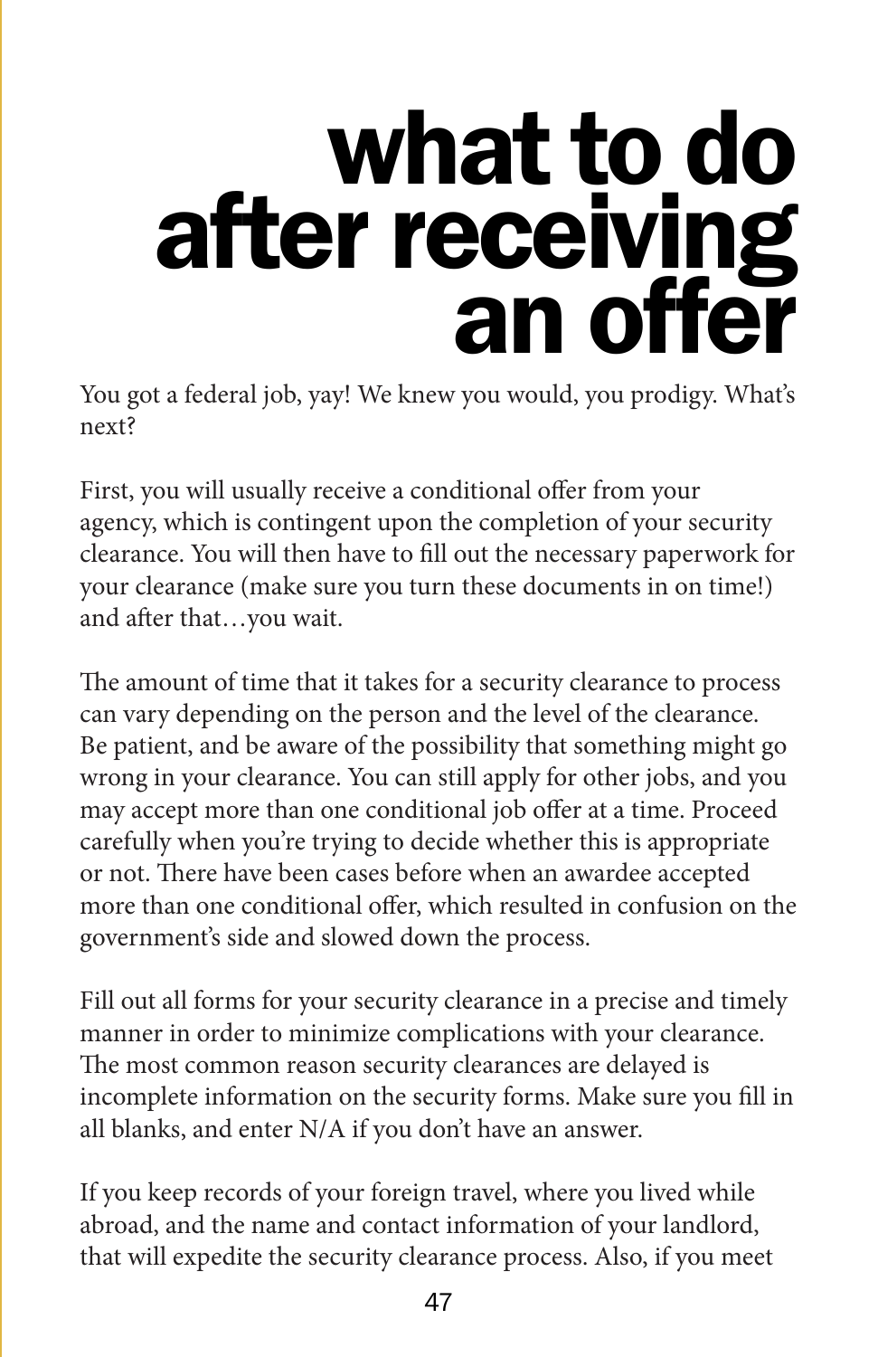# what to do after receiving an offer

You got a federal job, yay! We knew you would, you prodigy. What's next?

First, you will usually receive a conditional offer from your agency, which is contingent upon the completion of your security clearance. You will then have to fill out the necessary paperwork for your clearance (make sure you turn these documents in on time!) and after that…you wait.

The amount of time that it takes for a security clearance to process can vary depending on the person and the level of the clearance. Be patient, and be aware of the possibility that something might go wrong in your clearance. You can still apply for other jobs, and you may accept more than one conditional job offer at a time. Proceed carefully when you're trying to decide whether this is appropriate or not. There have been cases before when an awardee accepted more than one conditional offer, which resulted in confusion on the government's side and slowed down the process.

Fill out all forms for your security clearance in a precise and timely manner in order to minimize complications with your clearance. The most common reason security clearances are delayed is incomplete information on the security forms. Make sure you fill in all blanks, and enter N/A if you don't have an answer.

If you keep records of your foreign travel, where you lived while abroad, and the name and contact information of your landlord, that will expedite the security clearance process. Also, if you meet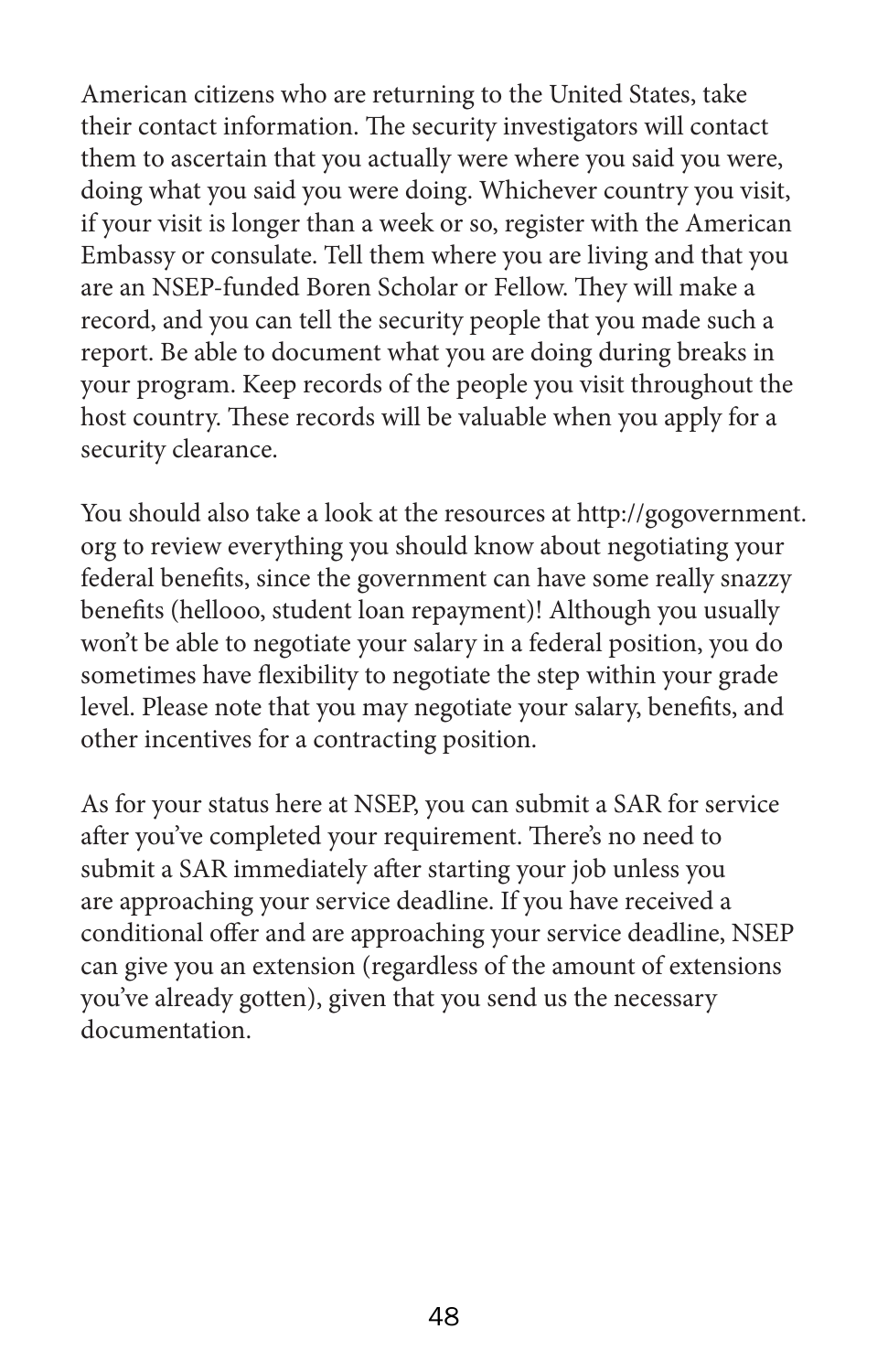American citizens who are returning to the United States, take their contact information. The security investigators will contact them to ascertain that you actually were where you said you were, doing what you said you were doing. Whichever country you visit, if your visit is longer than a week or so, register with the American Embassy or consulate. Tell them where you are living and that you are an NSEP-funded Boren Scholar or Fellow. They will make a record, and you can tell the security people that you made such a report. Be able to document what you are doing during breaks in your program. Keep records of the people you visit throughout the host country. These records will be valuable when you apply for a security clearance.

You should also take a look at the resources at http://gogovernment.org to review everything you should know about negotiating your federal benefits, since the government can have some really snazzy benefits (hellooo, student loan repayment)! Although you usually won't be able to negotiate your salary in a federal position, you do sometimes have flexibility to negotiate the step within your grade level. Please note that you may negotiate your salary, benefits, and other incentives for a contracting position.

As for your status here at NSEP, you can submit a SAR for service after you've completed your requirement. There's no need to submit a SAR immediately after starting your job unless you are approaching your service deadline. If you have received a conditional offer and are approaching your service deadline, NSEP can give you an extension (regardless of the amount of extensions you've already gotten), given that you send us the necessary documentation.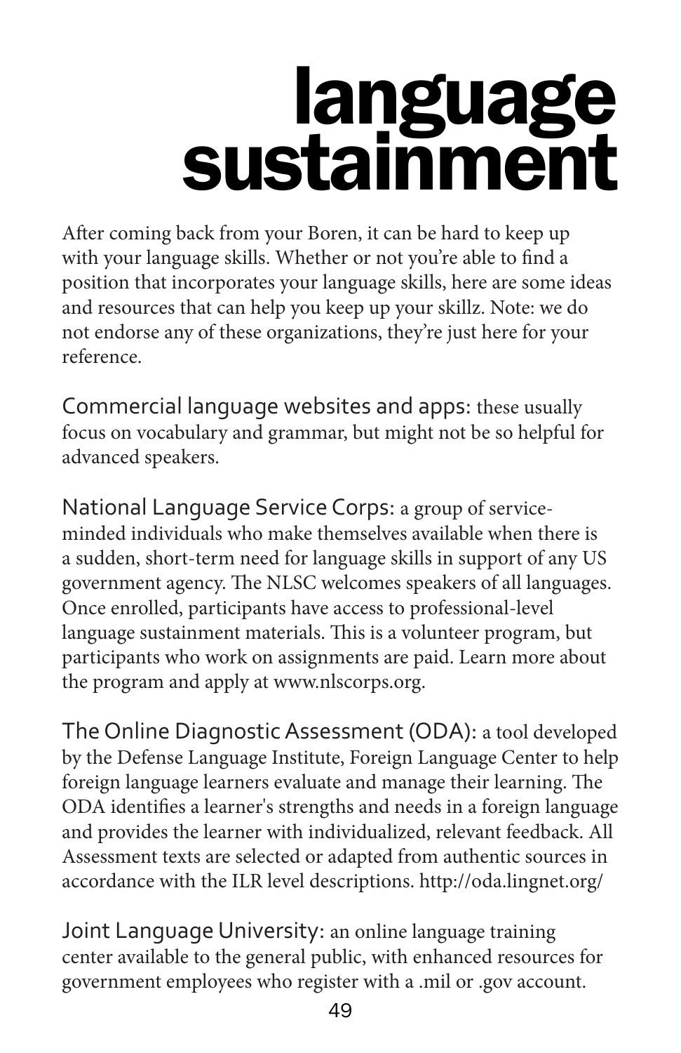# language sustainment

After coming back from your Boren, it can be hard to keep up with your language skills. Whether or not you're able to find a position that incorporates your language skills, here are some ideas and resources that can help you keep up your skillz. Note: we do not endorse any of these organizations, they're just here for your reference.

Commercial language websites and apps: these usually focus on vocabulary and grammar, but might not be so helpful for advanced speakers.

National Language Service Corps: a group of service-minded individuals who make themselves available when there is a sudden, short-term need for language skills in support of any US government agency. The NLSC welcomes speakers of all languages. Once enrolled, participants have access to professional-level language sustainment materials. This is a volunteer program, but participants who work on assignments are paid. Learn more about the program and apply at www.nlscorps.org.

The Online Diagnostic Assessment (ODA): a tool developed by the Defense Language Institute, Foreign Language Center to help foreign language learners evaluate and manage their learning. The ODA identifies a learner's strengths and needs in a foreign language and provides the learner with individualized, relevant feedback. All Assessment texts are selected or adapted from authentic sources in accordance with the ILR level descriptions. http://oda.lingnet.org/

Joint Language University: an online language training center available to the general public, with enhanced resources for government employees who register with a .mil or .gov account.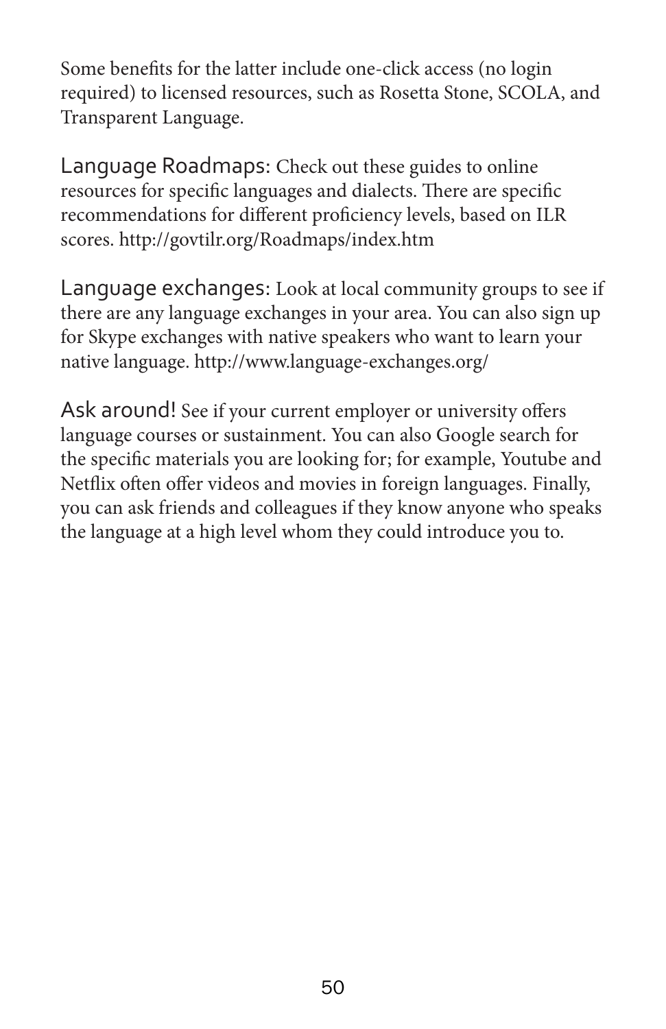Some benefits for the latter include one-click access (no login required) to licensed resources, such as Rosetta Stone, SCOLA, and Transparent Language.

**Language Roadmaps:** Check out these guides to online resources for specific languages and dialects. There are specific recommendations for different proficiency levels, based on ILR scores. http://govtilr.org/Roadmaps/index.htm

**Language exchanges:** Look at local community groups to see if there are any language exchanges in your area. You can also sign up for Skype exchanges with native speakers who want to learn your native language. http://www.language-exchanges.org/

**Ask around!** See if your current employer or university offers language courses or sustainment. You can also Google search for the specific materials you are looking for; for example, Youtube and Netflix often offer videos and movies in foreign languages. Finally, you can ask friends and colleagues if they know anyone who speaks the language at a high level whom they could introduce you to.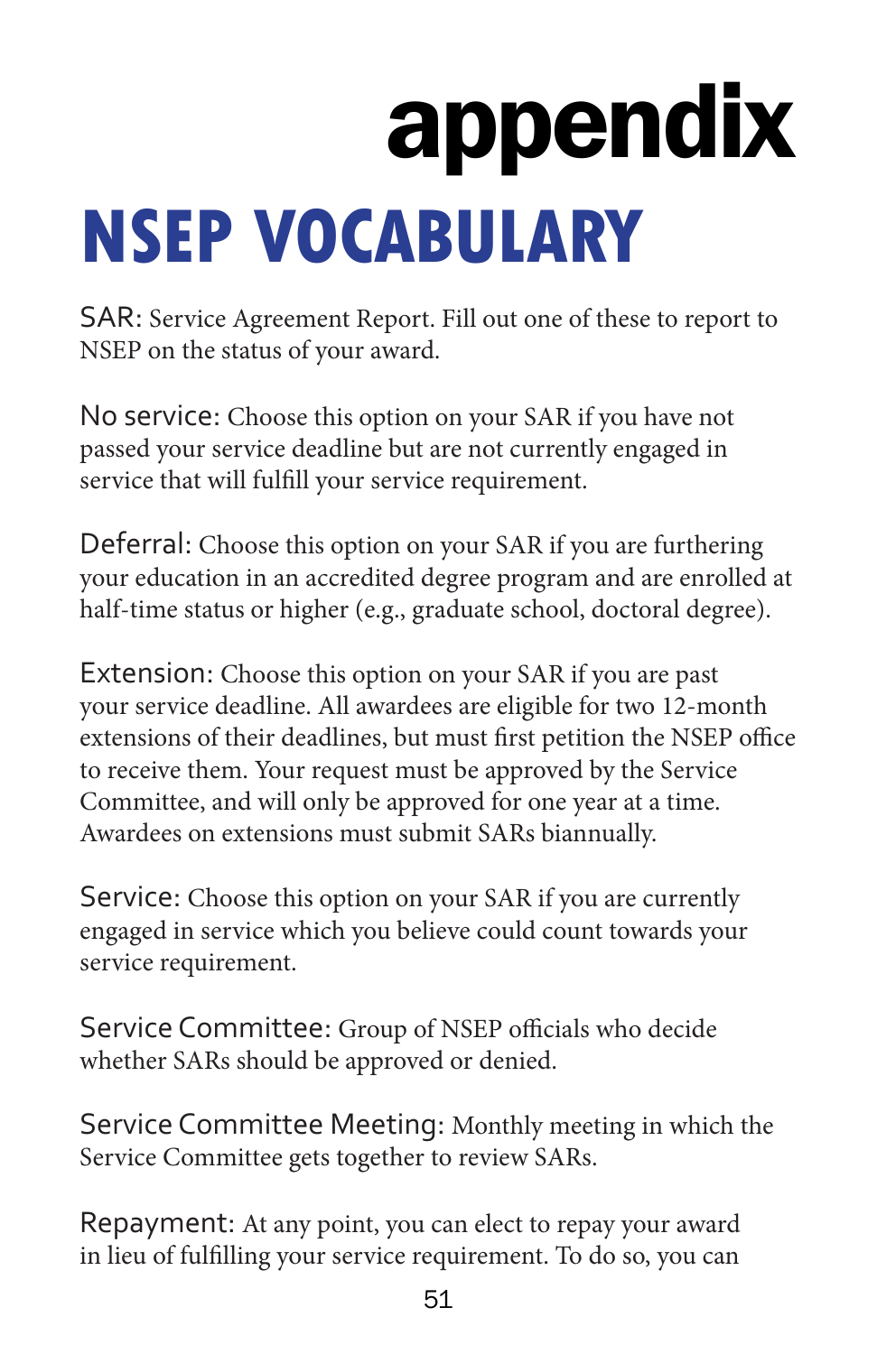# appendix

## NSEP VOCABULARY

SAR: Service Agreement Report. Fill out one of these to report to NSEP on the status of your award.

No service: Choose this option on your SAR if you have not passed your service deadline but are not currently engaged in service that will fulfill your service requirement.

Deferral: Choose this option on your SAR if you are furthering your education in an accredited degree program and are enrolled at half-time status or higher (e.g., graduate school, doctoral degree).

Extension: Choose this option on your SAR if you are past your service deadline. All awardees are eligible for two 12-month extensions of their deadlines, but must first petition the NSEP office to receive them. Your request must be approved by the Service Committee, and will only be approved for one year at a time. Awardees on extensions must submit SARs biannually.

Service: Choose this option on your SAR if you are currently engaged in service which you believe could count towards your service requirement.

Service Committee: Group of NSEP officials who decide whether SARs should be approved or denied.

Service Committee Meeting: Monthly meeting in which the Service Committee gets together to review SARs.

Repayment: At any point, you can elect to repay your award in lieu of fulfilling your service requirement. To do so, you can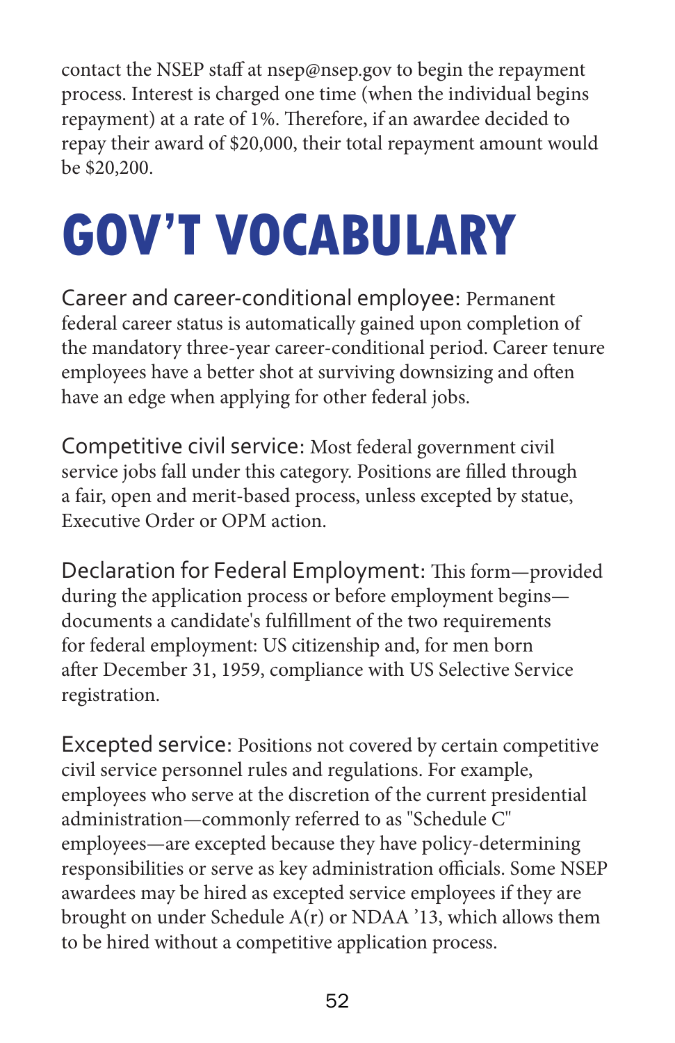contact the NSEP staff at nsep@nsep.gov to begin the repayment process. Interest is charged one time (when the individual begins repayment) at a rate of 1%. Therefore, if an awardee decided to repay their award of $20,000, their total repayment amount would be $20,200.

# GOV'T VOCABULARY

Career and career-conditional employee: Permanent federal career status is automatically gained upon completion of the mandatory three-year career-conditional period. Career tenure employees have a better shot at surviving downsizing and often have an edge when applying for other federal jobs.

Competitive civil service: Most federal government civil service jobs fall under this category. Positions are filled through a fair, open and merit-based process, unless excepted by statue, Executive Order or OPM action.

Declaration for Federal Employment: This form—provided during the application process or before employment begins—documents a candidate's fulfillment of the two requirements for federal employment: US citizenship and, for men born after December 31, 1959, compliance with US Selective Service registration.

Excepted service: Positions not covered by certain competitive civil service personnel rules and regulations. For example, employees who serve at the discretion of the current presidential administration—commonly referred to as "Schedule C" employees—are excepted because they have policy-determining responsibilities or serve as key administration officials. Some NSEP awardees may be hired as excepted service employees if they are brought on under Schedule A(r) or NDAA '13, which allows them to be hired without a competitive application process.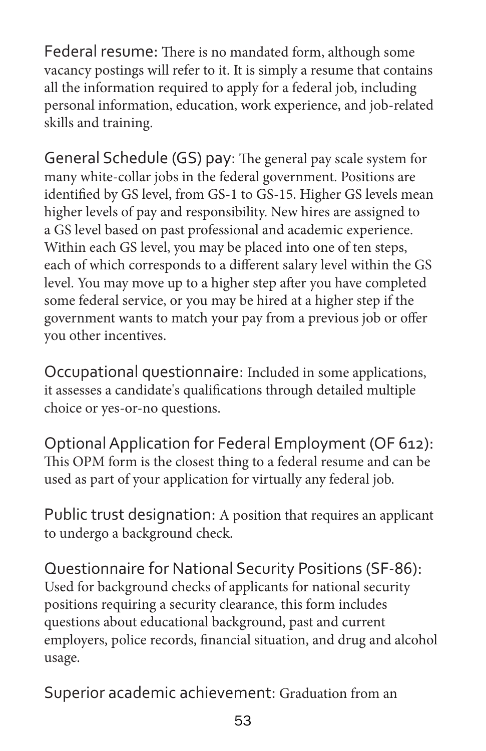**Federal resume:** There is no mandated form, although some vacancy postings will refer to it. It is simply a resume that contains all the information required to apply for a federal job, including personal information, education, work experience, and job-related skills and training.

**General Schedule (GS) pay:** The general pay scale system for many white-collar jobs in the federal government. Positions are identified by GS level, from GS-1 to GS-15. Higher GS levels mean higher levels of pay and responsibility. New hires are assigned to a GS level based on past professional and academic experience. Within each GS level, you may be placed into one of ten steps, each of which corresponds to a different salary level within the GS level. You may move up to a higher step after you have completed some federal service, or you may be hired at a higher step if the government wants to match your pay from a previous job or offer you other incentives.

**Occupational questionnaire:** Included in some applications, it assesses a candidate's qualifications through detailed multiple choice or yes-or-no questions.

**Optional Application for Federal Employment (OF 612):** This OPM form is the closest thing to a federal resume and can be used as part of your application for virtually any federal job.

**Public trust designation:** A position that requires an applicant to undergo a background check.

**Questionnaire for National Security Positions (SF-86):** Used for background checks of applicants for national security positions requiring a security clearance, this form includes questions about educational background, past and current employers, police records, financial situation, and drug and alcohol usage.

**Superior academic achievement:** Graduation from an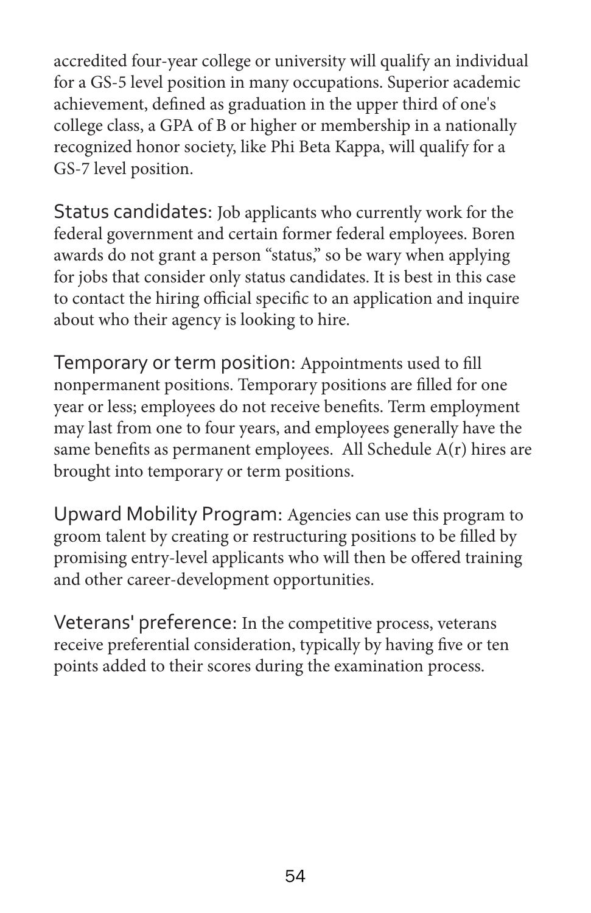accredited four-year college or university will qualify an individual for a GS-5 level position in many occupations. Superior academic achievement, defined as graduation in the upper third of one's college class, a GPA of B or higher or membership in a nationally recognized honor society, like Phi Beta Kappa, will qualify for a GS-7 level position.

Status candidates: Job applicants who currently work for the federal government and certain former federal employees. Boren awards do not grant a person "status," so be wary when applying for jobs that consider only status candidates. It is best in this case to contact the hiring official specific to an application and inquire about who their agency is looking to hire.

Temporary or term position: Appointments used to fill nonpermanent positions. Temporary positions are filled for one year or less; employees do not receive benefits. Term employment may last from one to four years, and employees generally have the same benefits as permanent employees. All Schedule A(r) hires are brought into temporary or term positions.

Upward Mobility Program: Agencies can use this program to groom talent by creating or restructuring positions to be filled by promising entry-level applicants who will then be offered training and other career-development opportunities.

Veterans' preference: In the competitive process, veterans receive preferential consideration, typically by having five or ten points added to their scores during the examination process.